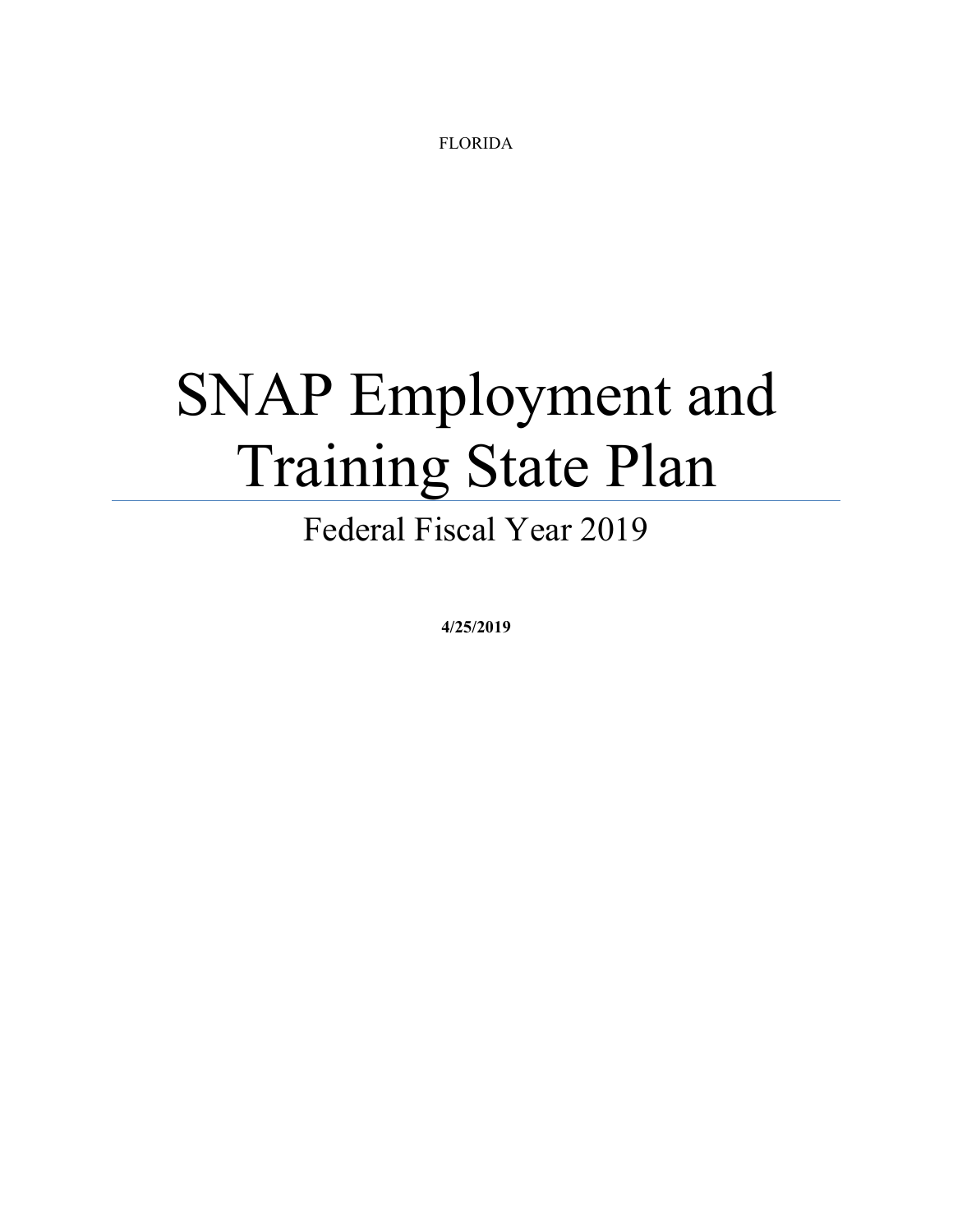FLORIDA

# SNAP Employment and Training State Plan

## Federal Fiscal Year 2019

**4/25/2019**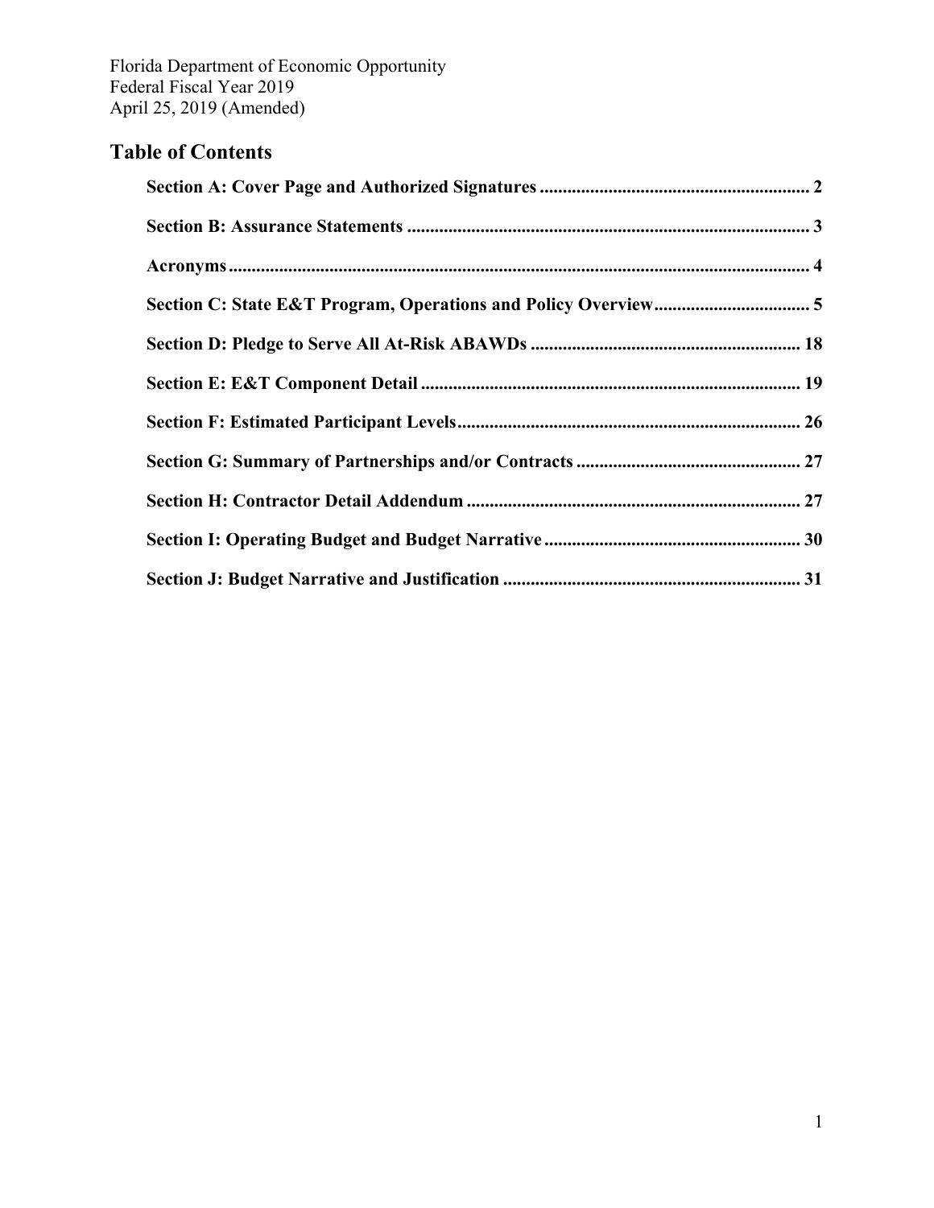Florida Department of Economic Opportunity
Federal Fiscal Year 2019
April 25, 2019 (Amended)

## Table of Contents

**Section A: Cover Page and Authorized Signatures** .......... 2

**Section B: Assurance Statements** .......... 3

**Acronyms** .......... 4

**Section C: State E&T Program, Operations and Policy Overview** .......... 5

**Section D: Pledge to Serve All At-Risk ABAWDs** .......... 18

**Section E: E&T Component Detail** .......... 19

**Section F: Estimated Participant Levels** .......... 26

**Section G: Summary of Partnerships and/or Contracts** .......... 27

**Section H: Contractor Detail Addendum** .......... 27

**Section I: Operating Budget and Budget Narrative** .......... 30

**Section J: Budget Narrative and Justification** .......... 31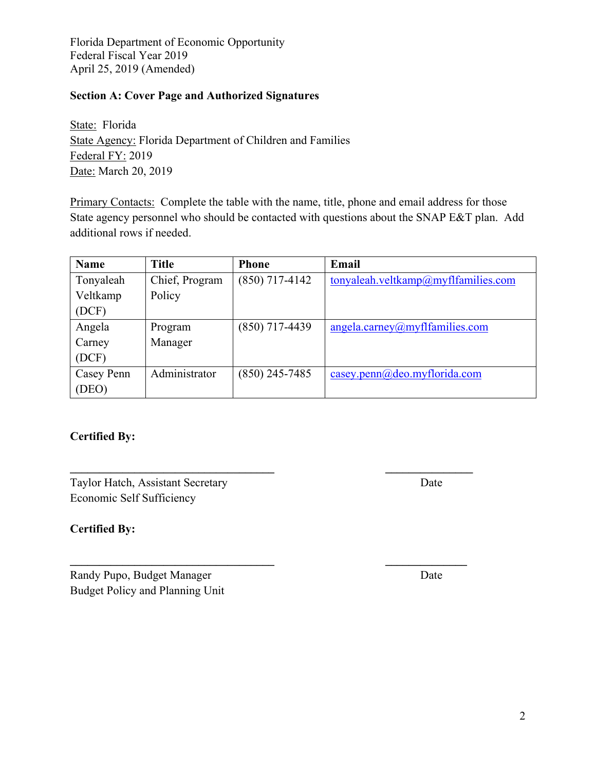Florida Department of Economic Opportunity
Federal Fiscal Year 2019
April 25, 2019 (Amended)

**Section A: Cover Page and Authorized Signatures**

State: Florida
State Agency: Florida Department of Children and Families
Federal FY: 2019
Date: March 20, 2019

Primary Contacts: Complete the table with the name, title, phone and email address for those State agency personnel who should be contacted with questions about the SNAP E&T plan. Add additional rows if needed.

| Name | Title | Phone | Email |
|---|---|---|---|
| Tonyaleah Veltkamp (DCF) | Chief, Program Policy | (850) 717-4142 | tonyaleah.veltkamp@myflfamilies.com |
| Angela Carney (DCF) | Program Manager | (850) 717-4439 | angela.carney@myflfamilies.com |
| Casey Penn (DEO) | Administrator | (850) 245-7485 | casey.penn@deo.myflorida.com |

**Certified By:**

___________________________________ ______________

Taylor Hatch, Assistant Secretary Date
Economic Self Sufficiency

**Certified By:**

___________________________________ ______________

Randy Pupo, Budget Manager Date
Budget Policy and Planning Unit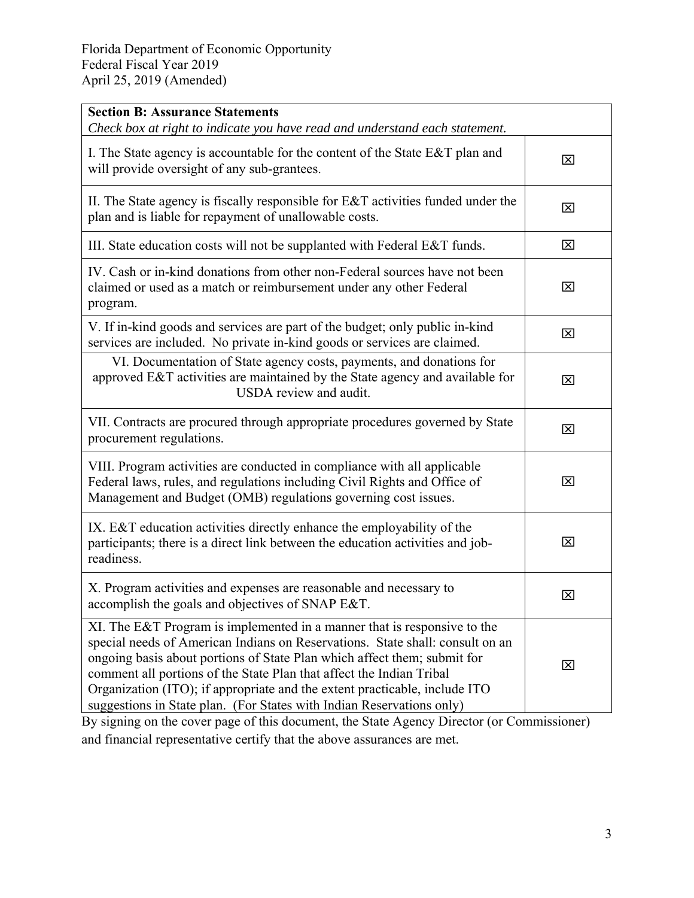Florida Department of Economic Opportunity
Federal Fiscal Year 2019
April 25, 2019 (Amended)

| **Section B: Assurance Statements** *Check box at right to indicate you have read and understand each statement.* | |
|---|---|
| I. The State agency is accountable for the content of the State E&T plan and will provide oversight of any sub-grantees. | ☒ |
| II. The State agency is fiscally responsible for E&T activities funded under the plan and is liable for repayment of unallowable costs. | ☒ |
| III. State education costs will not be supplanted with Federal E&T funds. | ☒ |
| IV. Cash or in-kind donations from other non-Federal sources have not been claimed or used as a match or reimbursement under any other Federal program. | ☒ |
| V. If in-kind goods and services are part of the budget; only public in-kind services are included. No private in-kind goods or services are claimed. | ☒ |
| VI. Documentation of State agency costs, payments, and donations for approved E&T activities are maintained by the State agency and available for USDA review and audit. | ☒ |
| VII. Contracts are procured through appropriate procedures governed by State procurement regulations. | ☒ |
| VIII. Program activities are conducted in compliance with all applicable Federal laws, rules, and regulations including Civil Rights and Office of Management and Budget (OMB) regulations governing cost issues. | ☒ |
| IX. E&T education activities directly enhance the employability of the participants; there is a direct link between the education activities and job-readiness. | ☒ |
| X. Program activities and expenses are reasonable and necessary to accomplish the goals and objectives of SNAP E&T. | ☒ |
| XI. The E&T Program is implemented in a manner that is responsive to the special needs of American Indians on Reservations. State shall: consult on an ongoing basis about portions of State Plan which affect them; submit for comment all portions of the State Plan that affect the Indian Tribal Organization (ITO); if appropriate and the extent practicable, include ITO suggestions in State plan. (For States with Indian Reservations only) | ☒ |

By signing on the cover page of this document, the State Agency Director (or Commissioner) and financial representative certify that the above assurances are met.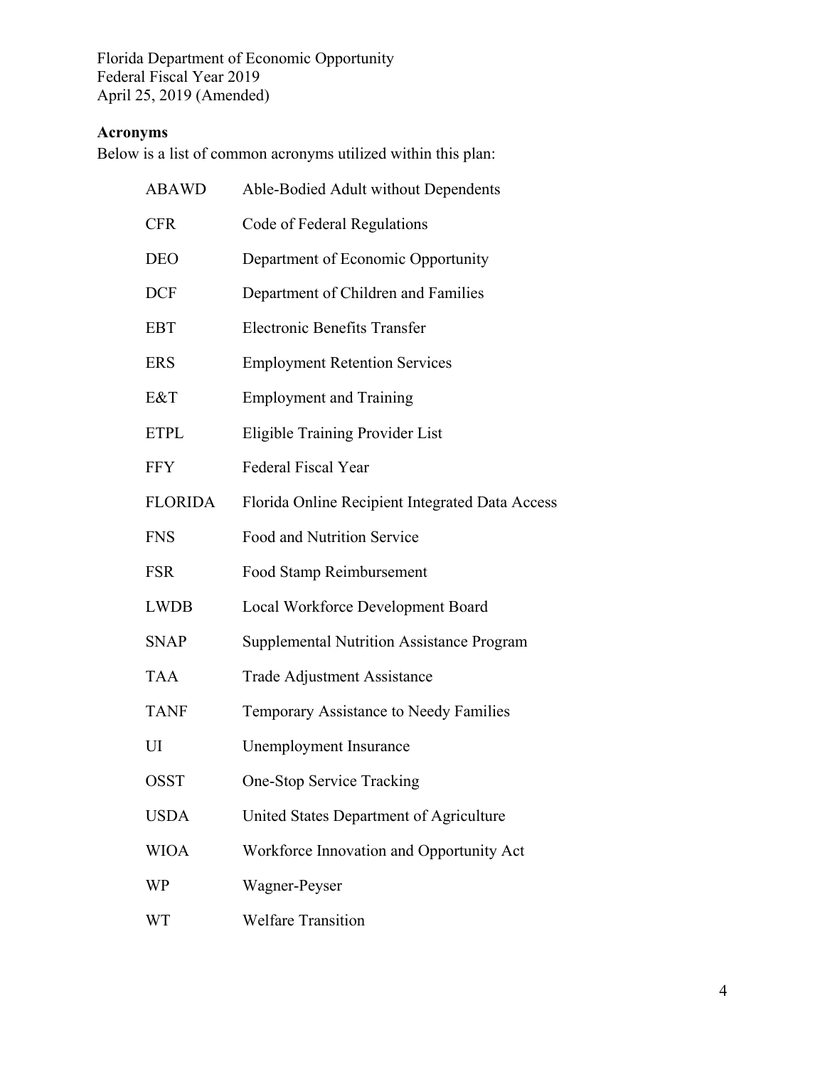## Acronyms

Below is a list of common acronyms utilized within this plan:

| | |
|---|---|
| ABAWD | Able-Bodied Adult without Dependents |
| CFR | Code of Federal Regulations |
| DEO | Department of Economic Opportunity |
| DCF | Department of Children and Families |
| EBT | Electronic Benefits Transfer |
| ERS | Employment Retention Services |
| E&T | Employment and Training |
| ETPL | Eligible Training Provider List |
| FFY | Federal Fiscal Year |
| FLORIDA | Florida Online Recipient Integrated Data Access |
| FNS | Food and Nutrition Service |
| FSR | Food Stamp Reimbursement |
| LWDB | Local Workforce Development Board |
| SNAP | Supplemental Nutrition Assistance Program |
| TAA | Trade Adjustment Assistance |
| TANF | Temporary Assistance to Needy Families |
| UI | Unemployment Insurance |
| OSST | One-Stop Service Tracking |
| USDA | United States Department of Agriculture |
| WIOA | Workforce Innovation and Opportunity Act |
| WP | Wagner-Peyser |
| WT | Welfare Transition |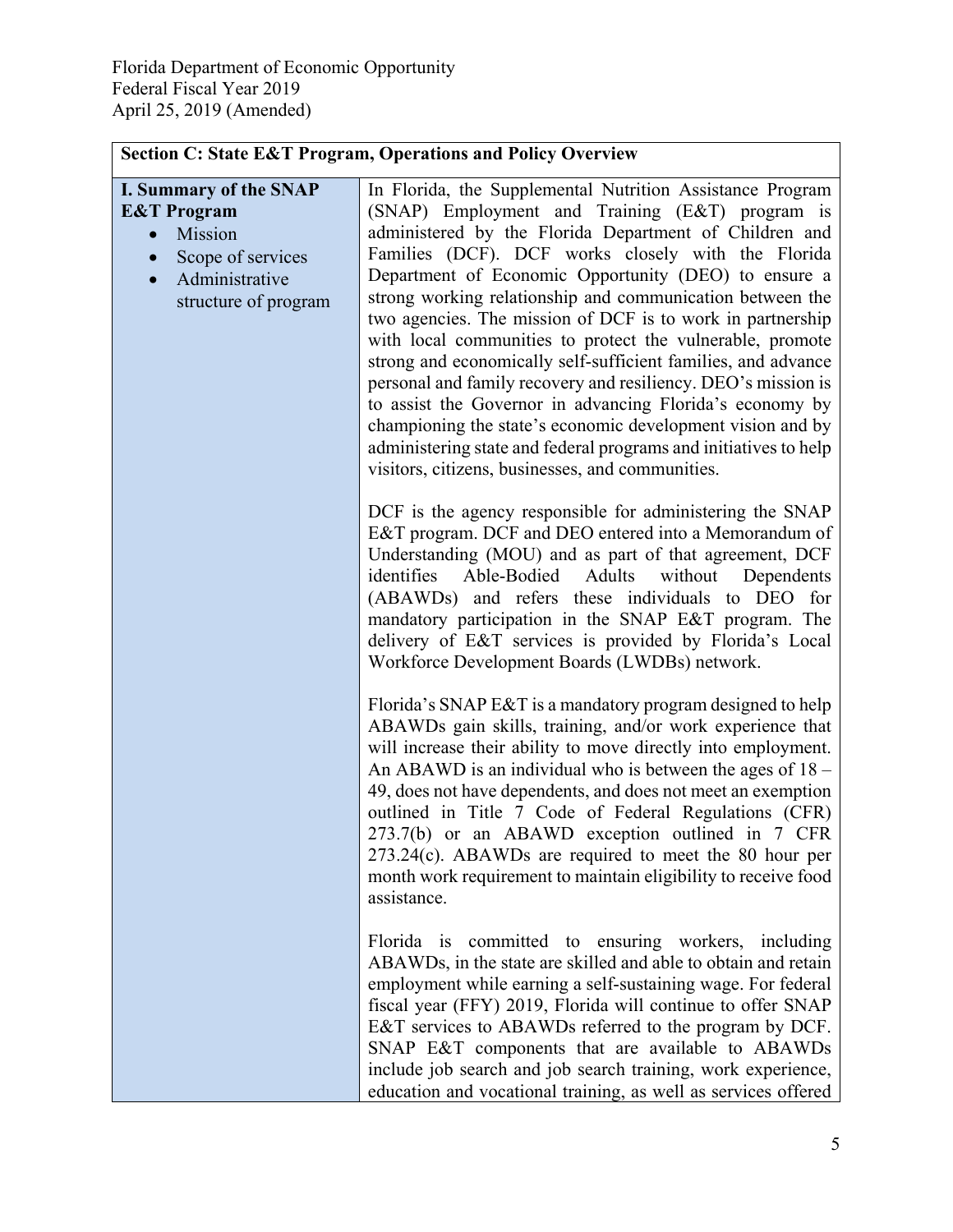| Section C: State E&T Program, Operations and Policy Overview | |
|---|---|
| **I. Summary of the SNAP E&T Program**<br>• Mission<br>• Scope of services<br>• Administrative structure of program | In Florida, the Supplemental Nutrition Assistance Program (SNAP) Employment and Training (E&T) program is administered by the Florida Department of Children and Families (DCF). DCF works closely with the Florida Department of Economic Opportunity (DEO) to ensure a strong working relationship and communication between the two agencies. The mission of DCF is to work in partnership with local communities to protect the vulnerable, promote strong and economically self-sufficient families, and advance personal and family recovery and resiliency. DEO's mission is to assist the Governor in advancing Florida's economy by championing the state's economic development vision and by administering state and federal programs and initiatives to help visitors, citizens, businesses, and communities.<br><br>DCF is the agency responsible for administering the SNAP E&T program. DCF and DEO entered into a Memorandum of Understanding (MOU) and as part of that agreement, DCF identifies Able-Bodied Adults without Dependents (ABAWDs) and refers these individuals to DEO for mandatory participation in the SNAP E&T program. The delivery of E&T services is provided by Florida's Local Workforce Development Boards (LWDBs) network.<br><br>Florida's SNAP E&T is a mandatory program designed to help ABAWDs gain skills, training, and/or work experience that will increase their ability to move directly into employment. An ABAWD is an individual who is between the ages of 18 – 49, does not have dependents, and does not meet an exemption outlined in Title 7 Code of Federal Regulations (CFR) 273.7(b) or an ABAWD exception outlined in 7 CFR 273.24(c). ABAWDs are required to meet the 80 hour per month work requirement to maintain eligibility to receive food assistance.<br><br>Florida is committed to ensuring workers, including ABAWDs, in the state are skilled and able to obtain and retain employment while earning a self-sustaining wage. For federal fiscal year (FFY) 2019, Florida will continue to offer SNAP E&T services to ABAWDs referred to the program by DCF. SNAP E&T components that are available to ABAWDs include job search and job search training, work experience, education and vocational training, as well as services offered |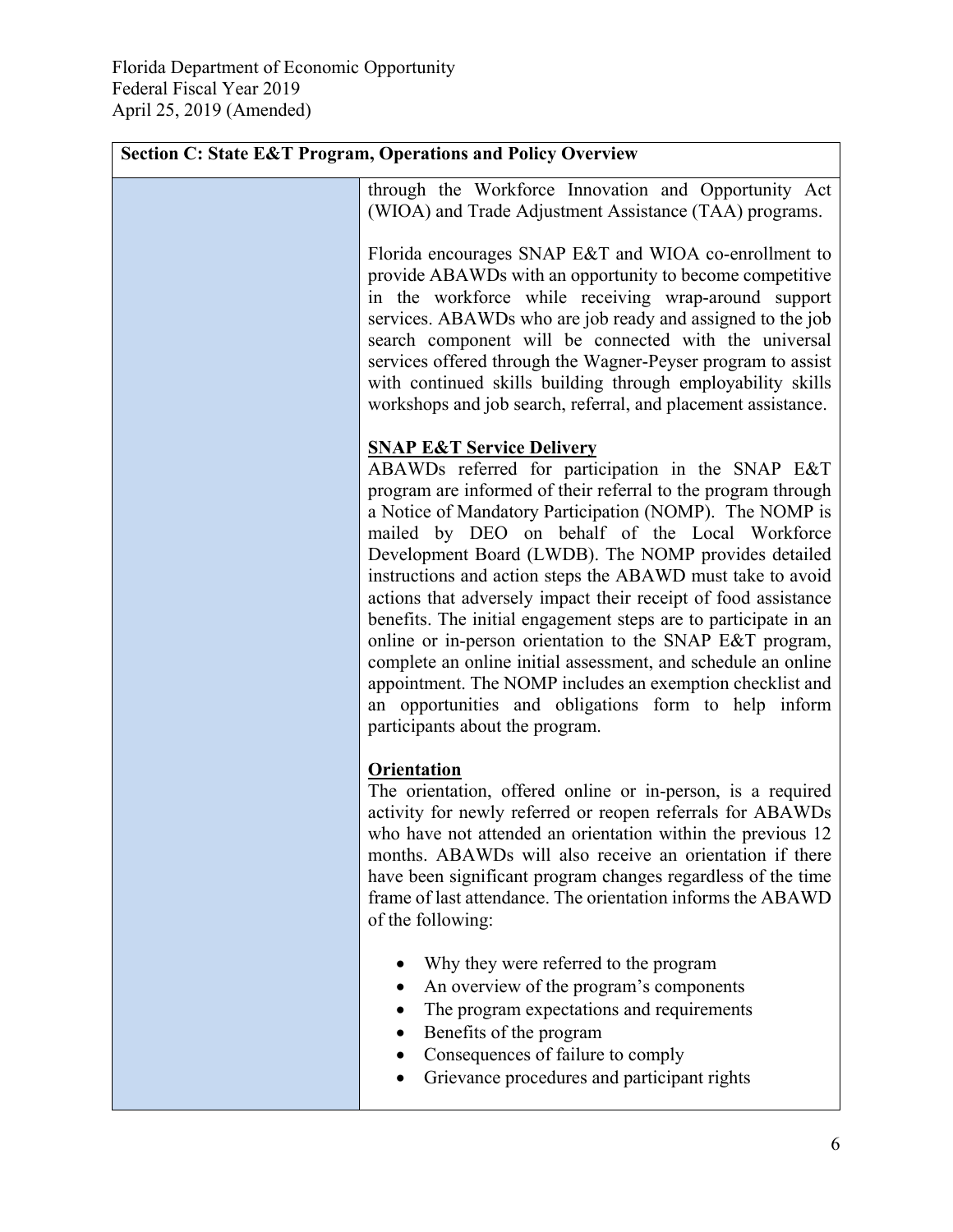| Section C: State E&T Program, Operations and Policy Overview | |
|---|---|
| | through the Workforce Innovation and Opportunity Act (WIOA) and Trade Adjustment Assistance (TAA) programs.<br><br>Florida encourages SNAP E&T and WIOA co-enrollment to provide ABAWDs with an opportunity to become competitive in the workforce while receiving wrap-around support services. ABAWDs who are job ready and assigned to the job search component will be connected with the universal services offered through the Wagner-Peyser program to assist with continued skills building through employability skills workshops and job search, referral, and placement assistance.<br><br>**SNAP E&T Service Delivery**<br>ABAWDs referred for participation in the SNAP E&T program are informed of their referral to the program through a Notice of Mandatory Participation (NOMP). The NOMP is mailed by DEO on behalf of the Local Workforce Development Board (LWDB). The NOMP provides detailed instructions and action steps the ABAWD must take to avoid actions that adversely impact their receipt of food assistance benefits. The initial engagement steps are to participate in an online or in-person orientation to the SNAP E&T program, complete an online initial assessment, and schedule an online appointment. The NOMP includes an exemption checklist and an opportunities and obligations form to help inform participants about the program.<br><br>**Orientation**<br>The orientation, offered online or in-person, is a required activity for newly referred or reopen referrals for ABAWDs who have not attended an orientation within the previous 12 months. ABAWDs will also receive an orientation if there have been significant program changes regardless of the time frame of last attendance. The orientation informs the ABAWD of the following:<br><br>• Why they were referred to the program<br>• An overview of the program's components<br>• The program expectations and requirements<br>• Benefits of the program<br>• Consequences of failure to comply<br>• Grievance procedures and participant rights |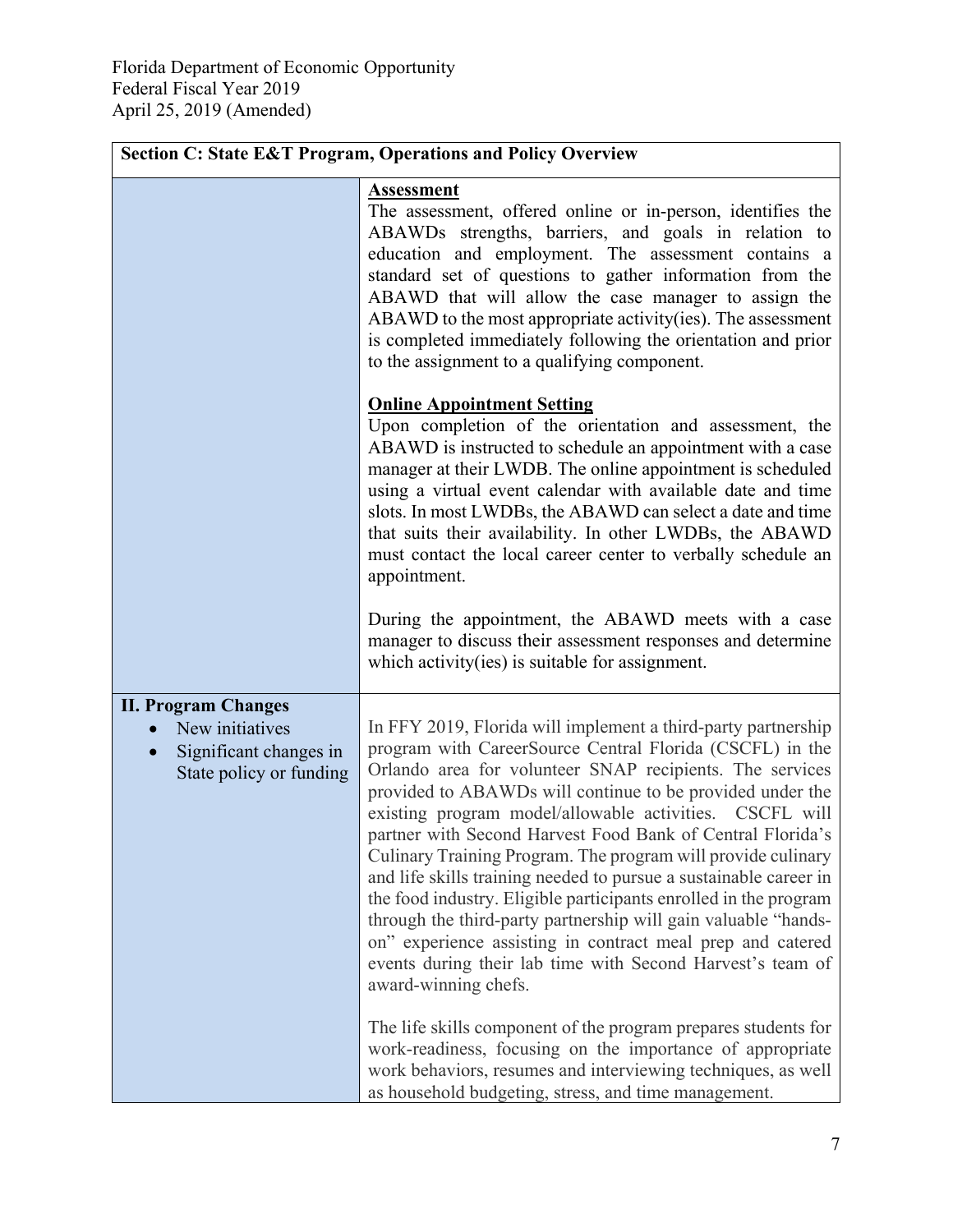| Section C: State E&T Program, Operations and Policy Overview | |
|---|---|
| | **Assessment**<br>The assessment, offered online or in-person, identifies the ABAWDs strengths, barriers, and goals in relation to education and employment. The assessment contains a standard set of questions to gather information from the ABAWD that will allow the case manager to assign the ABAWD to the most appropriate activity(ies). The assessment is completed immediately following the orientation and prior to the assignment to a qualifying component.<br><br>**Online Appointment Setting**<br>Upon completion of the orientation and assessment, the ABAWD is instructed to schedule an appointment with a case manager at their LWDB. The online appointment is scheduled using a virtual event calendar with available date and time slots. In most LWDBs, the ABAWD can select a date and time that suits their availability. In other LWDBs, the ABAWD must contact the local career center to verbally schedule an appointment.<br><br>During the appointment, the ABAWD meets with a case manager to discuss their assessment responses and determine which activity(ies) is suitable for assignment. |
| **II. Program Changes**<br>• New initiatives<br>• Significant changes in State policy or funding | In FFY 2019, Florida will implement a third-party partnership program with CareerSource Central Florida (CSCFL) in the Orlando area for volunteer SNAP recipients. The services provided to ABAWDs will continue to be provided under the existing program model/allowable activities. CSCFL will partner with Second Harvest Food Bank of Central Florida's Culinary Training Program. The program will provide culinary and life skills training needed to pursue a sustainable career in the food industry. Eligible participants enrolled in the program through the third-party partnership will gain valuable "hands-on" experience assisting in contract meal prep and catered events during their lab time with Second Harvest's team of award-winning chefs.<br><br>The life skills component of the program prepares students for work-readiness, focusing on the importance of appropriate work behaviors, resumes and interviewing techniques, as well as household budgeting, stress, and time management. |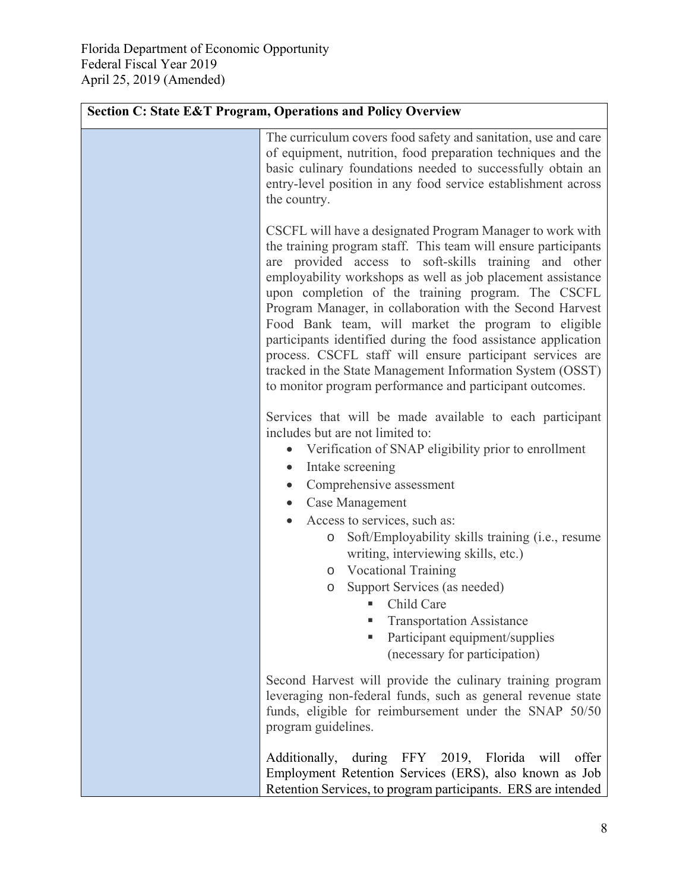| Section C: State E&T Program, Operations and Policy Overview | |
|---|---|
| | The curriculum covers food safety and sanitation, use and care of equipment, nutrition, food preparation techniques and the basic culinary foundations needed to successfully obtain an entry-level position in any food service establishment across the country.<br><br>CSCFL will have a designated Program Manager to work with the training program staff. This team will ensure participants are provided access to soft-skills training and other employability workshops as well as job placement assistance upon completion of the training program. The CSCFL Program Manager, in collaboration with the Second Harvest Food Bank team, will market the program to eligible participants identified during the food assistance application process. CSCFL staff will ensure participant services are tracked in the State Management Information System (OSST) to monitor program performance and participant outcomes.<br><br>Services that will be made available to each participant includes but are not limited to:<br>• Verification of SNAP eligibility prior to enrollment<br>• Intake screening<br>• Comprehensive assessment<br>• Case Management<br>• Access to services, such as:<br>&nbsp;&nbsp;&nbsp;&nbsp;o Soft/Employability skills training (i.e., resume writing, interviewing skills, etc.)<br>&nbsp;&nbsp;&nbsp;&nbsp;o Vocational Training<br>&nbsp;&nbsp;&nbsp;&nbsp;o Support Services (as needed)<br>&nbsp;&nbsp;&nbsp;&nbsp;&nbsp;&nbsp;&nbsp;&nbsp;▪ Child Care<br>&nbsp;&nbsp;&nbsp;&nbsp;&nbsp;&nbsp;&nbsp;&nbsp;▪ Transportation Assistance<br>&nbsp;&nbsp;&nbsp;&nbsp;&nbsp;&nbsp;&nbsp;&nbsp;▪ Participant equipment/supplies (necessary for participation)<br><br>Second Harvest will provide the culinary training program leveraging non-federal funds, such as general revenue state funds, eligible for reimbursement under the SNAP 50/50 program guidelines.<br><br>Additionally, during FFY 2019, Florida will offer Employment Retention Services (ERS), also known as Job Retention Services, to program participants. ERS are intended |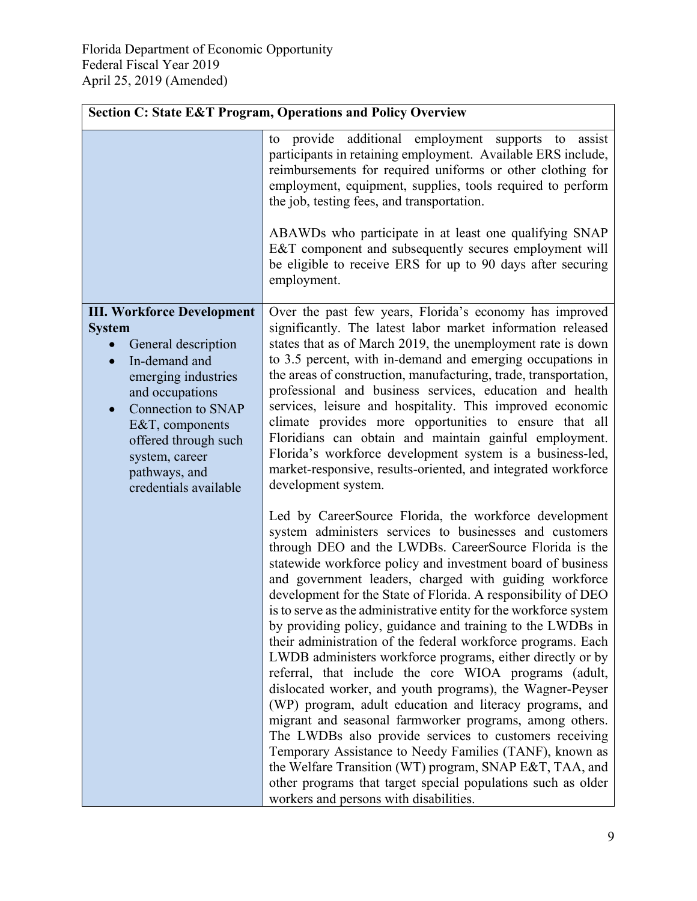Florida Department of Economic Opportunity
Federal Fiscal Year 2019
April 25, 2019 (Amended)

| Section C: State E&T Program, Operations and Policy Overview | |
|---|---|
| | to provide additional employment supports to assist participants in retaining employment. Available ERS include, reimbursements for required uniforms or other clothing for employment, equipment, supplies, tools required to perform the job, testing fees, and transportation.<br><br>ABAWDs who participate in at least one qualifying SNAP E&T component and subsequently secures employment will be eligible to receive ERS for up to 90 days after securing employment. |
| **III. Workforce Development System**<br>• General description<br>• In-demand and emerging industries and occupations<br>• Connection to SNAP E&T, components offered through such system, career pathways, and credentials available | Over the past few years, Florida's economy has improved significantly. The latest labor market information released states that as of March 2019, the unemployment rate is down to 3.5 percent, with in-demand and emerging occupations in the areas of construction, manufacturing, trade, transportation, professional and business services, education and health services, leisure and hospitality. This improved economic climate provides more opportunities to ensure that all Floridians can obtain and maintain gainful employment. Florida's workforce development system is a business-led, market-responsive, results-oriented, and integrated workforce development system.<br><br>Led by CareerSource Florida, the workforce development system administers services to businesses and customers through DEO and the LWDBs. CareerSource Florida is the statewide workforce policy and investment board of business and government leaders, charged with guiding workforce development for the State of Florida. A responsibility of DEO is to serve as the administrative entity for the workforce system by providing policy, guidance and training to the LWDBs in their administration of the federal workforce programs. Each LWDB administers workforce programs, either directly or by referral, that include the core WIOA programs (adult, dislocated worker, and youth programs), the Wagner-Peyser (WP) program, adult education and literacy programs, and migrant and seasonal farmworker programs, among others. The LWDBs also provide services to customers receiving Temporary Assistance to Needy Families (TANF), known as the Welfare Transition (WT) program, SNAP E&T, TAA, and other programs that target special populations such as older workers and persons with disabilities. |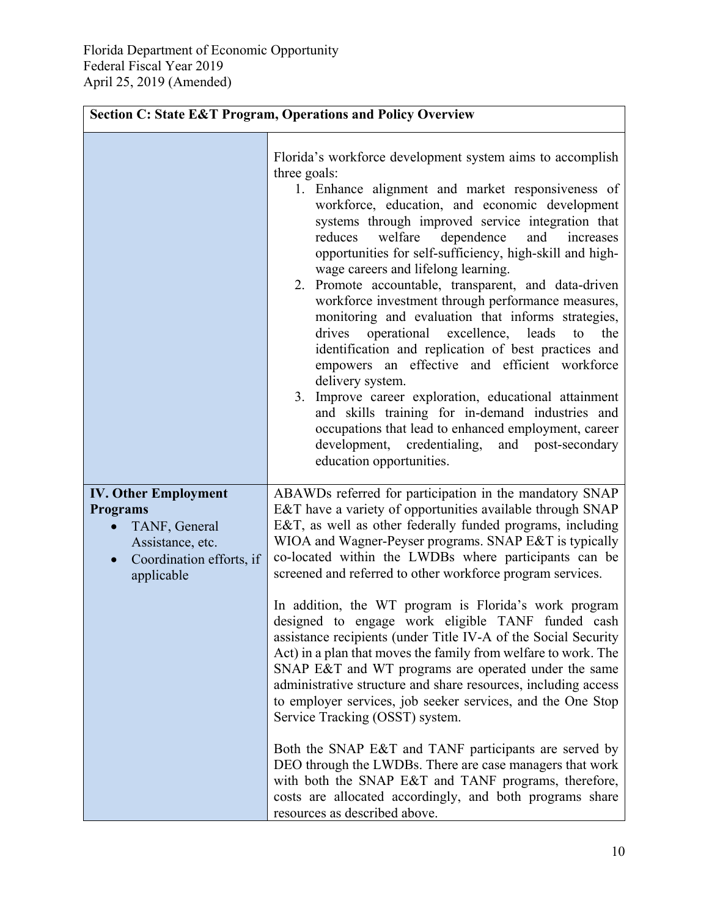Florida Department of Economic Opportunity
Federal Fiscal Year 2019
April 25, 2019 (Amended)

| Section C: State E&T Program, Operations and Policy Overview | |
|---|---|
| | Florida's workforce development system aims to accomplish three goals:<br>1. Enhance alignment and market responsiveness of workforce, education, and economic development systems through improved service integration that reduces welfare dependence and increases opportunities for self-sufficiency, high-skill and high-wage careers and lifelong learning.<br>2. Promote accountable, transparent, and data-driven workforce investment through performance measures, monitoring and evaluation that informs strategies, drives operational excellence, leads to the identification and replication of best practices and empowers an effective and efficient workforce delivery system.<br>3. Improve career exploration, educational attainment and skills training for in-demand industries and occupations that lead to enhanced employment, career development, credentialing, and post-secondary education opportunities. |
| **IV. Other Employment Programs**<br>• TANF, General Assistance, etc.<br>• Coordination efforts, if applicable | ABAWDs referred for participation in the mandatory SNAP E&T have a variety of opportunities available through SNAP E&T, as well as other federally funded programs, including WIOA and Wagner-Peyser programs. SNAP E&T is typically co-located within the LWDBs where participants can be screened and referred to other workforce program services.<br><br>In addition, the WT program is Florida's work program designed to engage work eligible TANF funded cash assistance recipients (under Title IV-A of the Social Security Act) in a plan that moves the family from welfare to work. The SNAP E&T and WT programs are operated under the same administrative structure and share resources, including access to employer services, job seeker services, and the One Stop Service Tracking (OSST) system.<br><br>Both the SNAP E&T and TANF participants are served by DEO through the LWDBs. There are case managers that work with both the SNAP E&T and TANF programs, therefore, costs are allocated accordingly, and both programs share resources as described above. |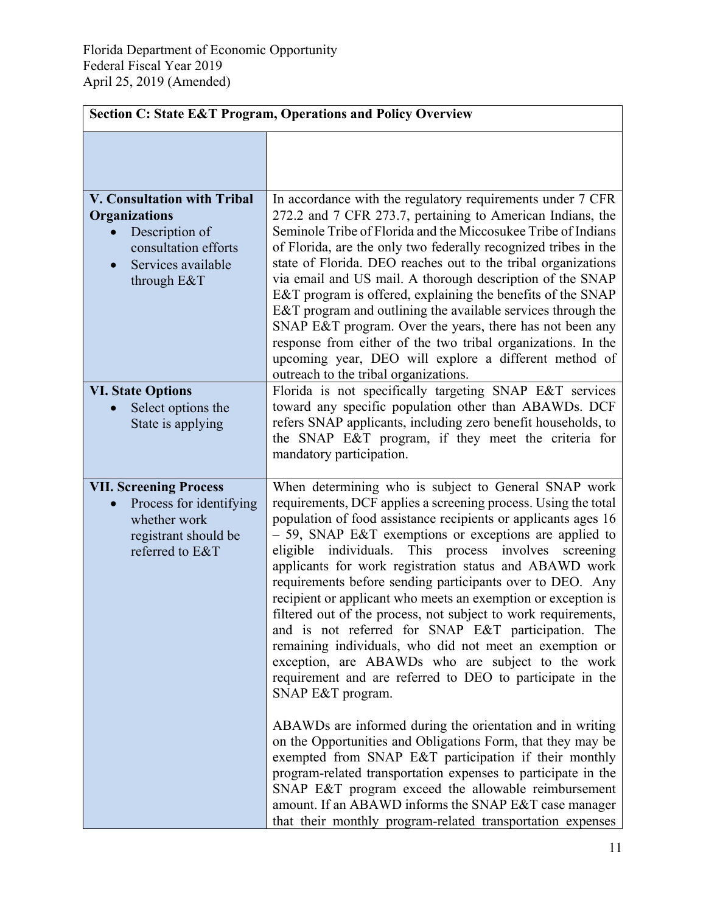| Section C: State E&T Program, Operations and Policy Overview | |
|---|---|
| | |
| **V. Consultation with Tribal Organizations**<br>• Description of consultation efforts<br>• Services available through E&T | In accordance with the regulatory requirements under 7 CFR 272.2 and 7 CFR 273.7, pertaining to American Indians, the Seminole Tribe of Florida and the Miccosukee Tribe of Indians of Florida, are the only two federally recognized tribes in the state of Florida. DEO reaches out to the tribal organizations via email and US mail. A thorough description of the SNAP E&T program is offered, explaining the benefits of the SNAP E&T program and outlining the available services through the SNAP E&T program. Over the years, there has not been any response from either of the two tribal organizations. In the upcoming year, DEO will explore a different method of outreach to the tribal organizations. |
| **VI. State Options**<br>• Select options the State is applying | Florida is not specifically targeting SNAP E&T services toward any specific population other than ABAWDs. DCF refers SNAP applicants, including zero benefit households, to the SNAP E&T program, if they meet the criteria for mandatory participation. |
| **VII. Screening Process**<br>• Process for identifying whether work registrant should be referred to E&T | When determining who is subject to General SNAP work requirements, DCF applies a screening process. Using the total population of food assistance recipients or applicants ages 16 – 59, SNAP E&T exemptions or exceptions are applied to eligible individuals. This process involves screening applicants for work registration status and ABAWD work requirements before sending participants over to DEO. Any recipient or applicant who meets an exemption or exception is filtered out of the process, not subject to work requirements, and is not referred for SNAP E&T participation. The remaining individuals, who did not meet an exemption or exception, are ABAWDs who are subject to the work requirement and are referred to DEO to participate in the SNAP E&T program.<br><br>ABAWDs are informed during the orientation and in writing on the Opportunities and Obligations Form, that they may be exempted from SNAP E&T participation if their monthly program-related transportation expenses to participate in the SNAP E&T program exceed the allowable reimbursement amount. If an ABAWD informs the SNAP E&T case manager that their monthly program-related transportation expenses |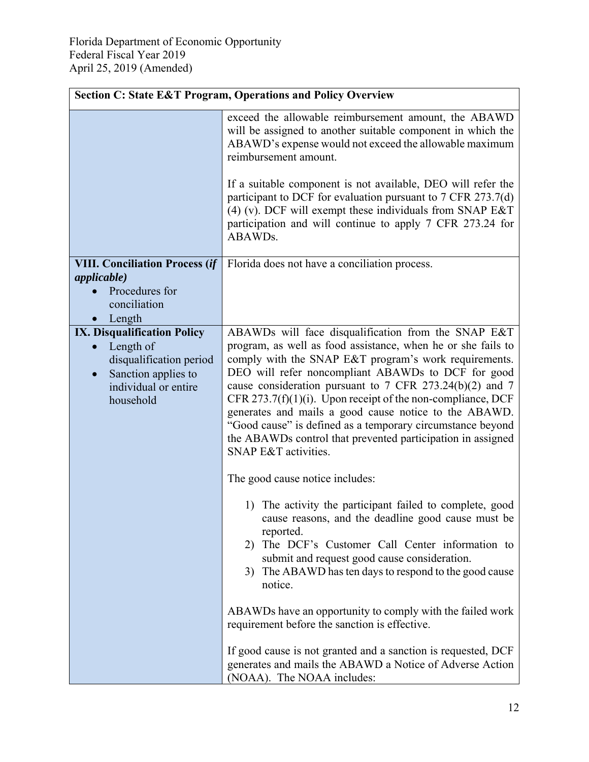| Section C: State E&T Program, Operations and Policy Overview | |
|---|---|
| | exceed the allowable reimbursement amount, the ABAWD will be assigned to another suitable component in which the ABAWD's expense would not exceed the allowable maximum reimbursement amount.<br><br>If a suitable component is not available, DEO will refer the participant to DCF for evaluation pursuant to 7 CFR 273.7(d)(4) (v). DCF will exempt these individuals from SNAP E&T participation and will continue to apply 7 CFR 273.24 for ABAWDs. |
| **VIII. Conciliation Process (*if applicable)*** <br>• Procedures for conciliation<br>• Length | Florida does not have a conciliation process. |
| **IX. Disqualification Policy**<br>• Length of disqualification period<br>• Sanction applies to individual or entire household | ABAWDs will face disqualification from the SNAP E&T program, as well as food assistance, when he or she fails to comply with the SNAP E&T program's work requirements. DEO will refer noncompliant ABAWDs to DCF for good cause consideration pursuant to 7 CFR 273.24(b)(2) and 7 CFR 273.7(f)(1)(i). Upon receipt of the non-compliance, DCF generates and mails a good cause notice to the ABAWD. "Good cause" is defined as a temporary circumstance beyond the ABAWDs control that prevented participation in assigned SNAP E&T activities.<br><br>The good cause notice includes:<br><br>1) The activity the participant failed to complete, good cause reasons, and the deadline good cause must be reported.<br>2) The DCF's Customer Call Center information to submit and request good cause consideration.<br>3) The ABAWD has ten days to respond to the good cause notice.<br><br>ABAWDs have an opportunity to comply with the failed work requirement before the sanction is effective.<br><br>If good cause is not granted and a sanction is requested, DCF generates and mails the ABAWD a Notice of Adverse Action (NOAA). The NOAA includes: |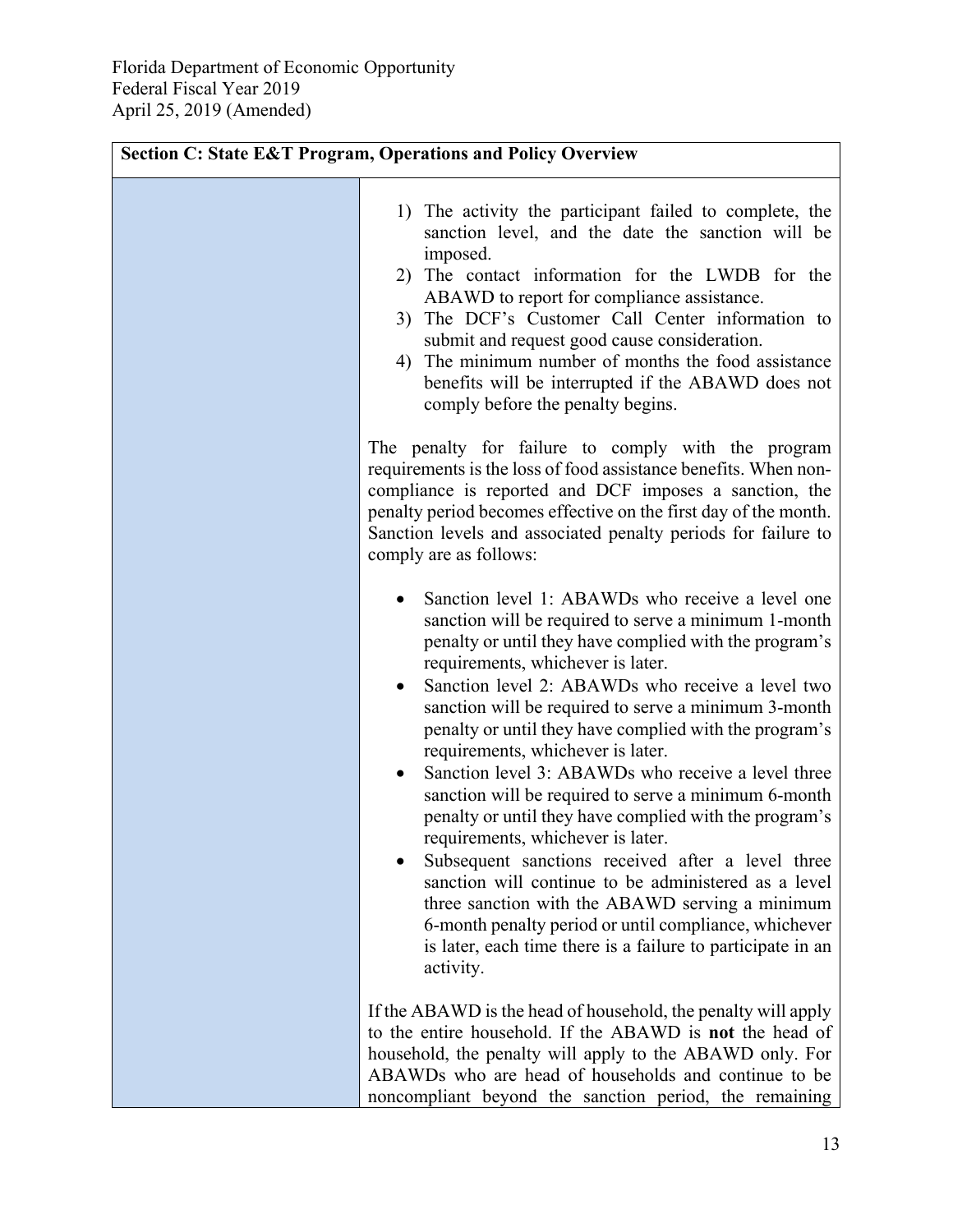| Section C: State E&T Program, Operations and Policy Overview | |
|---|---|
| | 1) The activity the participant failed to complete, the sanction level, and the date the sanction will be imposed.<br>2) The contact information for the LWDB for the ABAWD to report for compliance assistance.<br>3) The DCF's Customer Call Center information to submit and request good cause consideration.<br>4) The minimum number of months the food assistance benefits will be interrupted if the ABAWD does not comply before the penalty begins.<br><br>The penalty for failure to comply with the program requirements is the loss of food assistance benefits. When non-compliance is reported and DCF imposes a sanction, the penalty period becomes effective on the first day of the month. Sanction levels and associated penalty periods for failure to comply are as follows:<br><br>• Sanction level 1: ABAWDs who receive a level one sanction will be required to serve a minimum 1-month penalty or until they have complied with the program's requirements, whichever is later.<br>• Sanction level 2: ABAWDs who receive a level two sanction will be required to serve a minimum 3-month penalty or until they have complied with the program's requirements, whichever is later.<br>• Sanction level 3: ABAWDs who receive a level three sanction will be required to serve a minimum 6-month penalty or until they have complied with the program's requirements, whichever is later.<br>• Subsequent sanctions received after a level three sanction will continue to be administered as a level three sanction with the ABAWD serving a minimum 6-month penalty period or until compliance, whichever is later, each time there is a failure to participate in an activity.<br><br>If the ABAWD is the head of household, the penalty will apply to the entire household. If the ABAWD is **not** the head of household, the penalty will apply to the ABAWD only. For ABAWDs who are head of households and continue to be noncompliant beyond the sanction period, the remaining |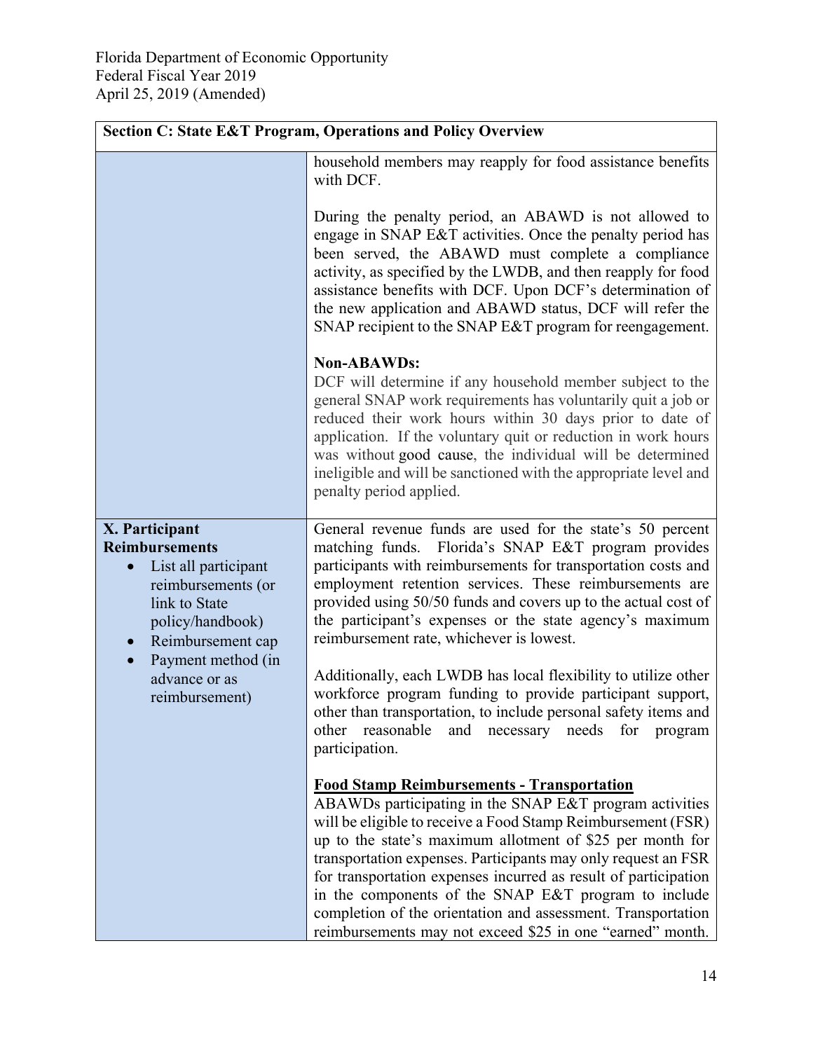| Section C: State E&T Program, Operations and Policy Overview | |
|---|---|
| | household members may reapply for food assistance benefits with DCF.<br><br>During the penalty period, an ABAWD is not allowed to engage in SNAP E&T activities. Once the penalty period has been served, the ABAWD must complete a compliance activity, as specified by the LWDB, and then reapply for food assistance benefits with DCF. Upon DCF's determination of the new application and ABAWD status, DCF will refer the SNAP recipient to the SNAP E&T program for reengagement.<br><br>**Non-ABAWDs:**<br>DCF will determine if any household member subject to the general SNAP work requirements has voluntarily quit a job or reduced their work hours within 30 days prior to date of application. If the voluntary quit or reduction in work hours was without good cause, the individual will be determined ineligible and will be sanctioned with the appropriate level and penalty period applied. |
| **X. Participant Reimbursements**<br>• List all participant reimbursements (or link to State policy/handbook)<br>• Reimbursement cap<br>• Payment method (in advance or as reimbursement) | General revenue funds are used for the state's 50 percent matching funds. Florida's SNAP E&T program provides participants with reimbursements for transportation costs and employment retention services. These reimbursements are provided using 50/50 funds and covers up to the actual cost of the participant's expenses or the state agency's maximum reimbursement rate, whichever is lowest.<br><br>Additionally, each LWDB has local flexibility to utilize other workforce program funding to provide participant support, other than transportation, to include personal safety items and other reasonable and necessary needs for program participation.<br><br>**<u>Food Stamp Reimbursements - Transportation</u>**<br>ABAWDs participating in the SNAP E&T program activities will be eligible to receive a Food Stamp Reimbursement (FSR) up to the state's maximum allotment of $25 per month for transportation expenses. Participants may only request an FSR for transportation expenses incurred as result of participation in the components of the SNAP E&T program to include completion of the orientation and assessment. Transportation reimbursements may not exceed $25 in one "earned" month. |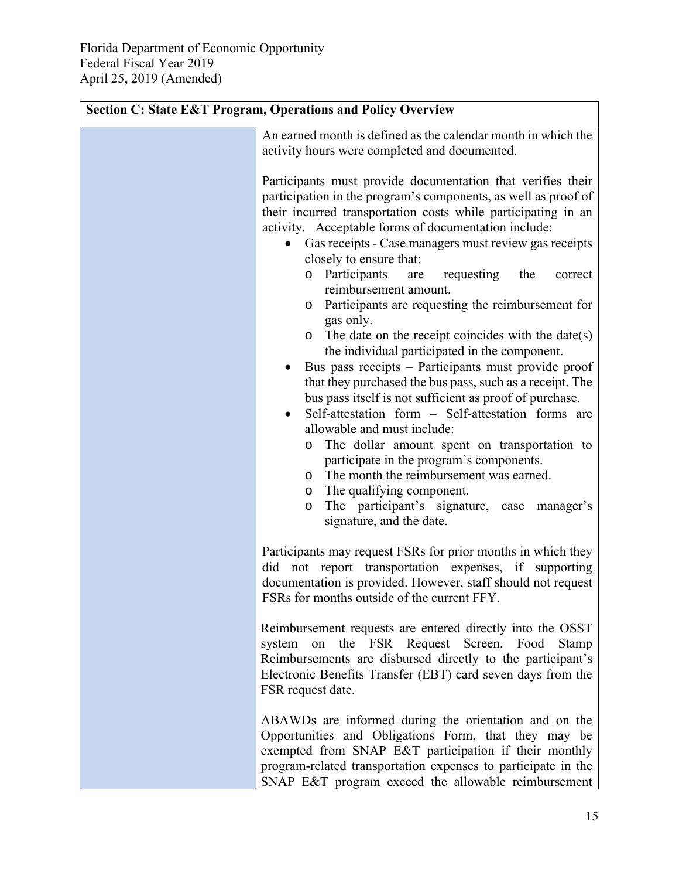| Section C: State E&T Program, Operations and Policy Overview | |
|---|---|
| | An earned month is defined as the calendar month in which the activity hours were completed and documented.<br><br>Participants must provide documentation that verifies their participation in the program's components, as well as proof of their incurred transportation costs while participating in an activity. Acceptable forms of documentation include:<br>• Gas receipts - Case managers must review gas receipts closely to ensure that:<br>&nbsp;&nbsp;&nbsp;&nbsp;o Participants are requesting the correct reimbursement amount.<br>&nbsp;&nbsp;&nbsp;&nbsp;o Participants are requesting the reimbursement for gas only.<br>&nbsp;&nbsp;&nbsp;&nbsp;o The date on the receipt coincides with the date(s) the individual participated in the component.<br>• Bus pass receipts – Participants must provide proof that they purchased the bus pass, such as a receipt. The bus pass itself is not sufficient as proof of purchase.<br>• Self-attestation form – Self-attestation forms are allowable and must include:<br>&nbsp;&nbsp;&nbsp;&nbsp;o The dollar amount spent on transportation to participate in the program's components.<br>&nbsp;&nbsp;&nbsp;&nbsp;o The month the reimbursement was earned.<br>&nbsp;&nbsp;&nbsp;&nbsp;o The qualifying component.<br>&nbsp;&nbsp;&nbsp;&nbsp;o The participant's signature, case manager's signature, and the date.<br><br>Participants may request FSRs for prior months in which they did not report transportation expenses, if supporting documentation is provided. However, staff should not request FSRs for months outside of the current FFY.<br><br>Reimbursement requests are entered directly into the OSST system on the FSR Request Screen. Food Stamp Reimbursements are disbursed directly to the participant's Electronic Benefits Transfer (EBT) card seven days from the FSR request date.<br><br>ABAWDs are informed during the orientation and on the Opportunities and Obligations Form, that they may be exempted from SNAP E&T participation if their monthly program-related transportation expenses to participate in the SNAP E&T program exceed the allowable reimbursement |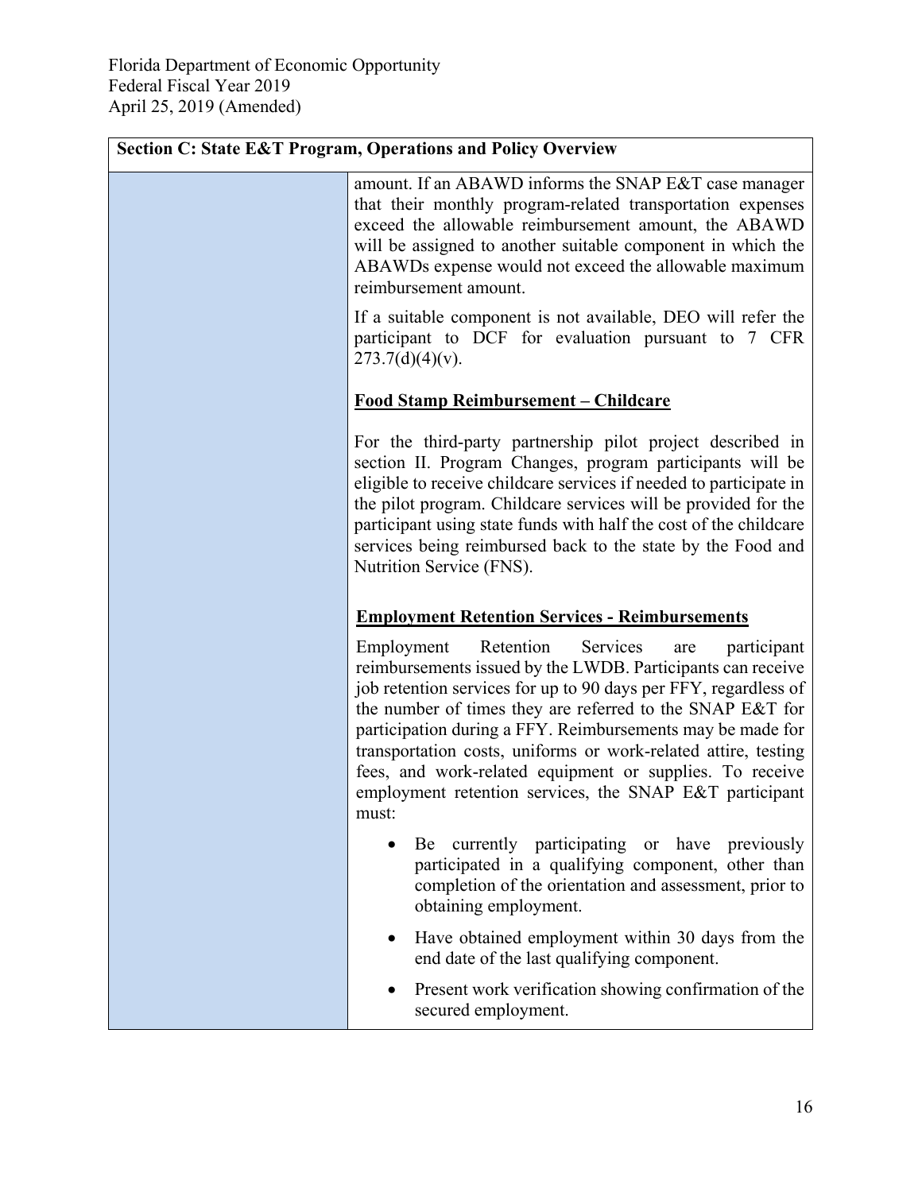Florida Department of Economic Opportunity
Federal Fiscal Year 2019
April 25, 2019 (Amended)

**Section C: State E&T Program, Operations and Policy Overview**

amount. If an ABAWD informs the SNAP E&T case manager that their monthly program-related transportation expenses exceed the allowable reimbursement amount, the ABAWD will be assigned to another suitable component in which the ABAWDs expense would not exceed the allowable maximum reimbursement amount.

If a suitable component is not available, DEO will refer the participant to DCF for evaluation pursuant to 7 CFR 273.7(d)(4)(v).

**Food Stamp Reimbursement – Childcare**

For the third-party partnership pilot project described in section II. Program Changes, program participants will be eligible to receive childcare services if needed to participate in the pilot program. Childcare services will be provided for the participant using state funds with half the cost of the childcare services being reimbursed back to the state by the Food and Nutrition Service (FNS).

**Employment Retention Services - Reimbursements**

Employment Retention Services are participant reimbursements issued by the LWDB. Participants can receive job retention services for up to 90 days per FFY, regardless of the number of times they are referred to the SNAP E&T for participation during a FFY. Reimbursements may be made for transportation costs, uniforms or work-related attire, testing fees, and work-related equipment or supplies. To receive employment retention services, the SNAP E&T participant must:

- Be currently participating or have previously participated in a qualifying component, other than completion of the orientation and assessment, prior to obtaining employment.
- Have obtained employment within 30 days from the end date of the last qualifying component.
- Present work verification showing confirmation of the secured employment.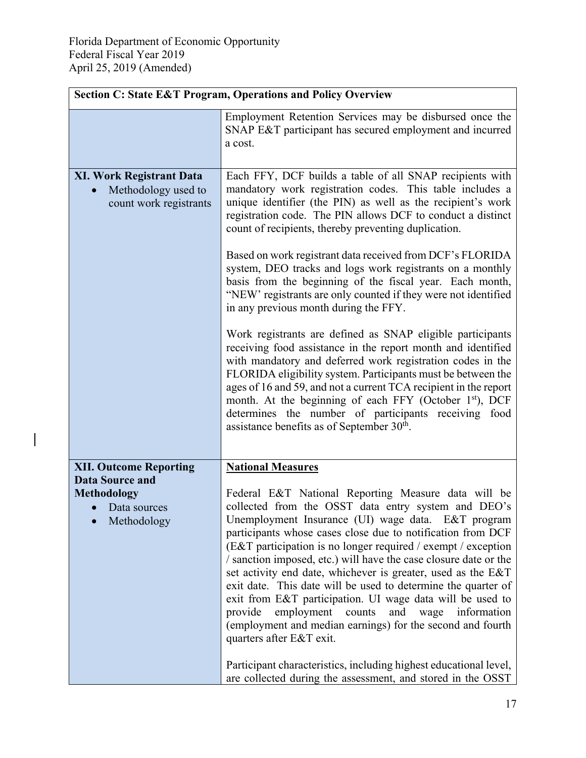| Section C: State E&T Program, Operations and Policy Overview | |
|---|---|
| | Employment Retention Services may be disbursed once the SNAP E&T participant has secured employment and incurred a cost. |
| **XI. Work Registrant Data**<br>• Methodology used to count work registrants | Each FFY, DCF builds a table of all SNAP recipients with mandatory work registration codes. This table includes a unique identifier (the PIN) as well as the recipient's work registration code. The PIN allows DCF to conduct a distinct count of recipients, thereby preventing duplication.<br><br>Based on work registrant data received from DCF's FLORIDA system, DEO tracks and logs work registrants on a monthly basis from the beginning of the fiscal year. Each month, "NEW' registrants are only counted if they were not identified in any previous month during the FFY.<br><br>Work registrants are defined as SNAP eligible participants receiving food assistance in the report month and identified with mandatory and deferred work registration codes in the FLORIDA eligibility system. Participants must be between the ages of 16 and 59, and not a current TCA recipient in the report month. At the beginning of each FFY (October 1st), DCF determines the number of participants receiving food assistance benefits as of September 30th. |
| **XII. Outcome Reporting Data Source and Methodology**<br>• Data sources<br>• Methodology | **National Measures**<br><br>Federal E&T National Reporting Measure data will be collected from the OSST data entry system and DEO's Unemployment Insurance (UI) wage data. E&T program participants whose cases close due to notification from DCF (E&T participation is no longer required / exempt / exception / sanction imposed, etc.) will have the case closure date or the set activity end date, whichever is greater, used as the E&T exit date. This date will be used to determine the quarter of exit from E&T participation. UI wage data will be used to provide employment counts and wage information (employment and median earnings) for the second and fourth quarters after E&T exit.<br><br>Participant characteristics, including highest educational level, are collected during the assessment, and stored in the OSST |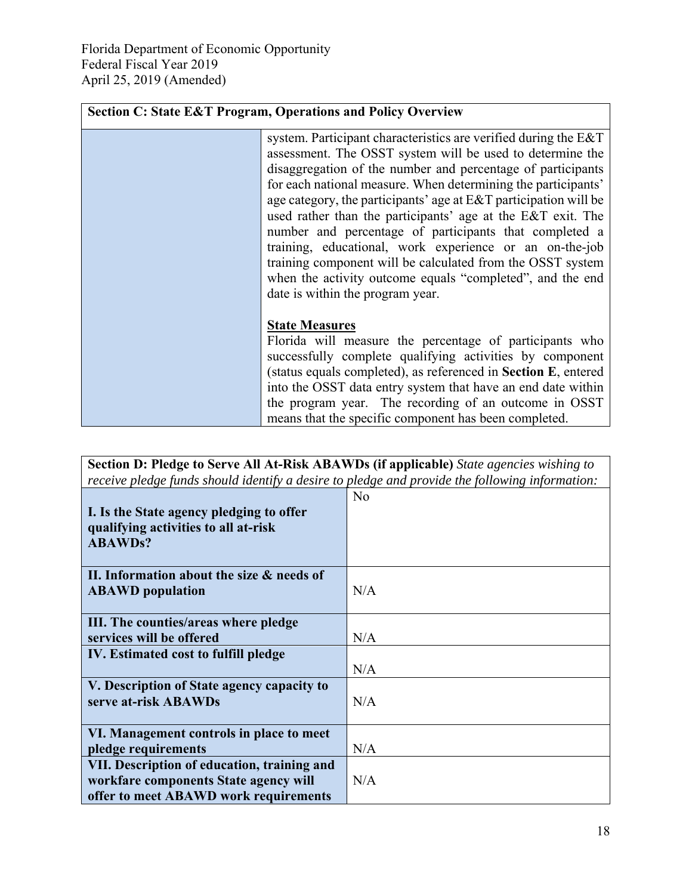| Section C: State E&T Program, Operations and Policy Overview | |
|---|---|
| | system. Participant characteristics are verified during the E&T assessment. The OSST system will be used to determine the disaggregation of the number and percentage of participants for each national measure. When determining the participants' age category, the participants' age at E&T participation will be used rather than the participants' age at the E&T exit. The number and percentage of participants that completed a training, educational, work experience or an on-the-job training component will be calculated from the OSST system when the activity outcome equals "completed", and the end date is within the program year.<br><br>**<u>State Measures</u>**<br>Florida will measure the percentage of participants who successfully complete qualifying activities by component (status equals completed), as referenced in **Section E**, entered into the OSST data entry system that have an end date within the program year. The recording of an outcome in OSST means that the specific component has been completed. |

| **Section D: Pledge to Serve All At-Risk ABAWDs (if applicable)** *State agencies wishing to receive pledge funds should identify a desire to pledge and provide the following information:* | |
|---|---|
| **I. Is the State agency pledging to offer qualifying activities to all at-risk ABAWDs?** | No |
| **II. Information about the size & needs of ABAWD population** | N/A |
| **III. The counties/areas where pledge services will be offered** | N/A |
| **IV. Estimated cost to fulfill pledge** | N/A |
| **V. Description of State agency capacity to serve at-risk ABAWDs** | N/A |
| **VI. Management controls in place to meet pledge requirements** | N/A |
| **VII. Description of education, training and workfare components State agency will offer to meet ABAWD work requirements** | N/A |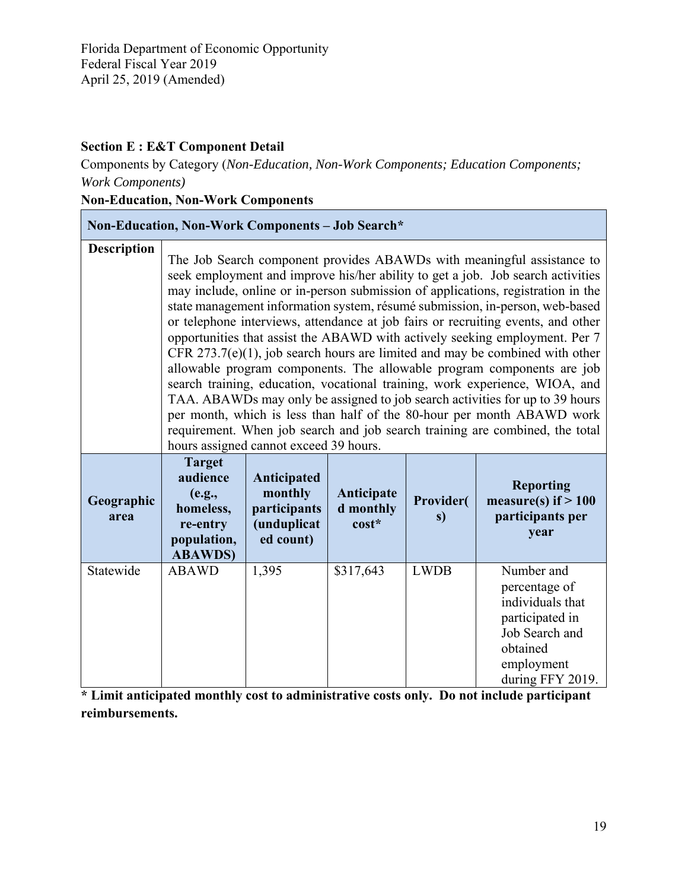Florida Department of Economic Opportunity
Federal Fiscal Year 2019
April 25, 2019 (Amended)

**Section E : E&T Component Detail**

Components by Category (*Non-Education, Non-Work Components; Education Components; Work Components)*

**Non-Education, Non-Work Components**

| **Non-Education, Non-Work Components – Job Search*** | | | | | |
|---|---|---|---|---|---|
| **Description** | The Job Search component provides ABAWDs with meaningful assistance to seek employment and improve his/her ability to get a job. Job search activities may include, online or in-person submission of applications, registration in the state management information system, résumé submission, in-person, web-based or telephone interviews, attendance at job fairs or recruiting events, and other opportunities that assist the ABAWD with actively seeking employment. Per 7 CFR 273.7(e)(1), job search hours are limited and may be combined with other allowable program components. The allowable program components are job search training, education, vocational training, work experience, WIOA, and TAA. ABAWDs may only be assigned to job search activities for up to 39 hours per month, which is less than half of the 80-hour per month ABAWD work requirement. When job search and job search training are combined, the total hours assigned cannot exceed 39 hours. | | | | |
| **Geographic area** | **Target audience (e.g., homeless, re-entry population, ABAWDS)** | **Anticipated monthly participants (unduplicated count)** | **Anticipated monthly cost*** | **Provider(s)** | **Reporting measure(s) if > 100 participants per year** |
| Statewide | ABAWD | 1,395 | $317,643 | LWDB | Number and percentage of individuals that participated in Job Search and obtained employment during FFY 2019. |

**\* Limit anticipated monthly cost to administrative costs only. Do not include participant reimbursements.**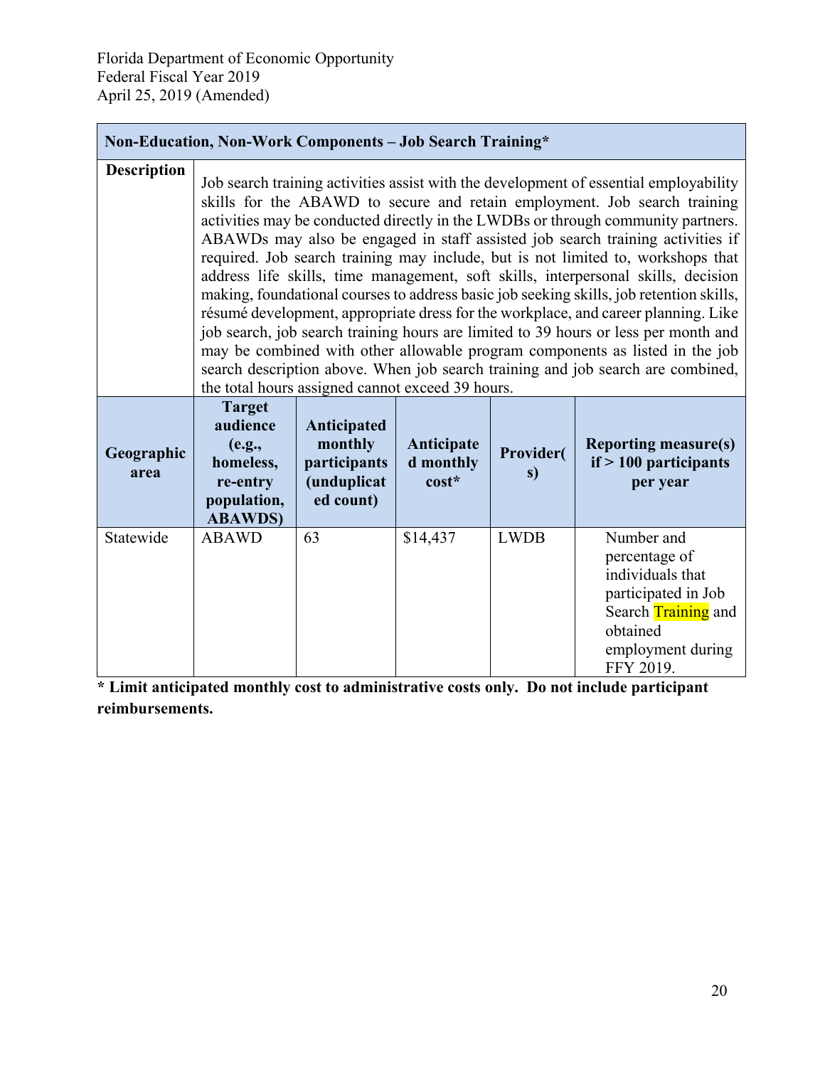| **Non-Education, Non-Work Components – Job Search Training*** | | | | | |
|---|---|---|---|---|---|
| **Description** | Job search training activities assist with the development of essential employability skills for the ABAWD to secure and retain employment. Job search training activities may be conducted directly in the LWDBs or through community partners. ABAWDs may also be engaged in staff assisted job search training activities if required. Job search training may include, but is not limited to, workshops that address life skills, time management, soft skills, interpersonal skills, decision making, foundational courses to address basic job seeking skills, job retention skills, résumé development, appropriate dress for the workplace, and career planning. Like job search, job search training hours are limited to 39 hours or less per month and may be combined with other allowable program components as listed in the job search description above. When job search training and job search are combined, the total hours assigned cannot exceed 39 hours. | | | | |
| **Geographic area** | **Target audience (e.g., homeless, re-entry population, ABAWDS)** | **Anticipated monthly participants (unduplicated count)** | **Anticipated monthly cost*** | **Provider(s)** | **Reporting measure(s) if > 100 participants per year** |
| Statewide | ABAWD | 63 | $14,437 | LWDB | Number and percentage of individuals that participated in Job Search Training and obtained employment during FFY 2019. |

**\* Limit anticipated monthly cost to administrative costs only. Do not include participant reimbursements.**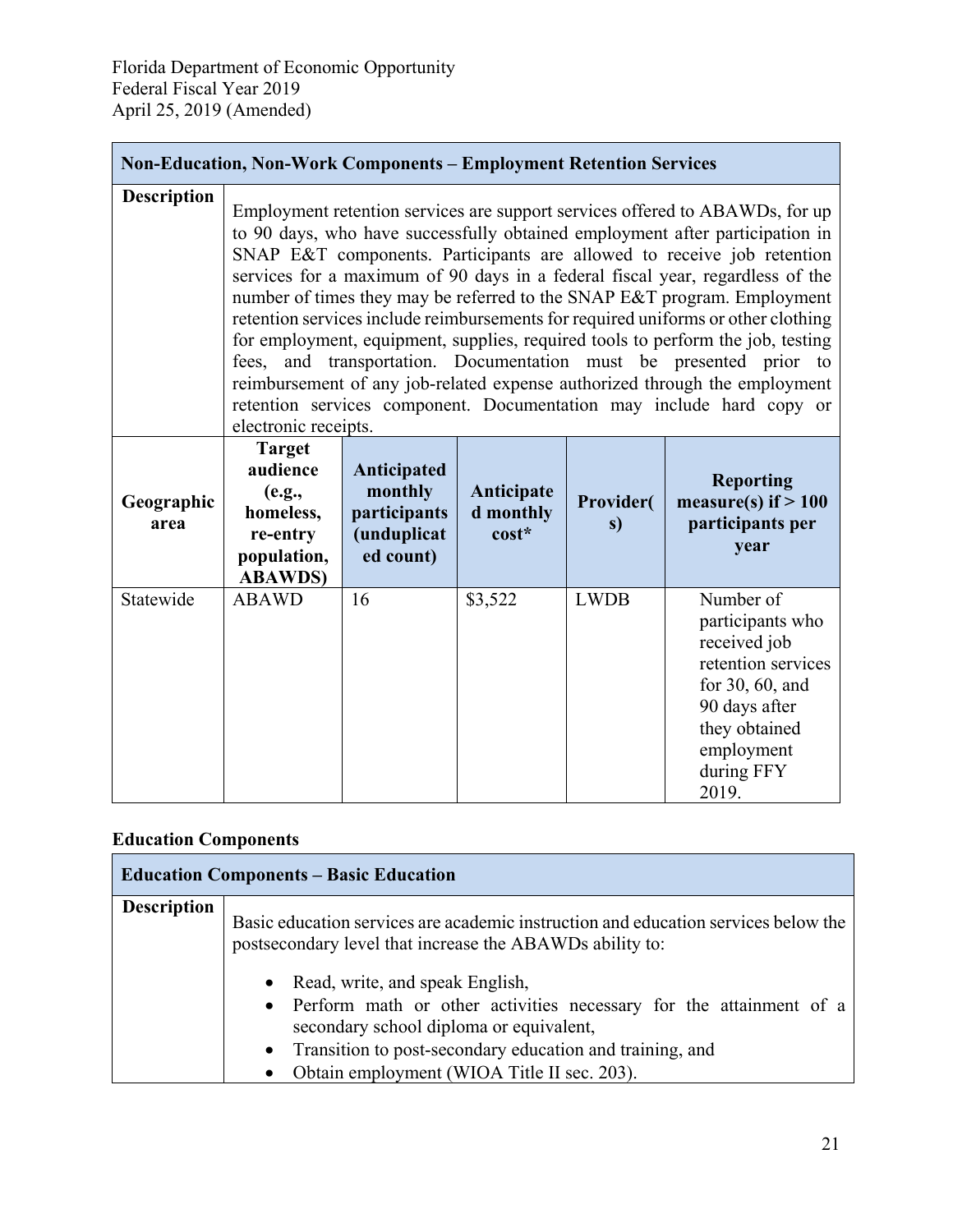| Non-Education, Non-Work Components – Employment Retention Services | | | | | |
|---|---|---|---|---|---|
| **Description** | Employment retention services are support services offered to ABAWDs, for up to 90 days, who have successfully obtained employment after participation in SNAP E&T components. Participants are allowed to receive job retention services for a maximum of 90 days in a federal fiscal year, regardless of the number of times they may be referred to the SNAP E&T program. Employment retention services include reimbursements for required uniforms or other clothing for employment, equipment, supplies, required tools to perform the job, testing fees, and transportation. Documentation must be presented prior to reimbursement of any job-related expense authorized through the employment retention services component. Documentation may include hard copy or electronic receipts. | | | | |
| **Geographic area** | **Target audience (e.g., homeless, re-entry population, ABAWDS)** | **Anticipated monthly participants (unduplicated count)** | **Anticipated monthly cost*** | **Provider(s)** | **Reporting measure(s) if > 100 participants per year** |
| Statewide | ABAWD | 16 | $3,522 | LWDB | Number of participants who received job retention services for 30, 60, and 90 days after they obtained employment during FFY 2019. |

## Education Components

| Education Components – Basic Education | |
|---|---|
| **Description** | Basic education services are academic instruction and education services below the postsecondary level that increase the ABAWDs ability to:<br>• Read, write, and speak English,<br>• Perform math or other activities necessary for the attainment of a secondary school diploma or equivalent,<br>• Transition to post-secondary education and training, and<br>• Obtain employment (WIOA Title II sec. 203). |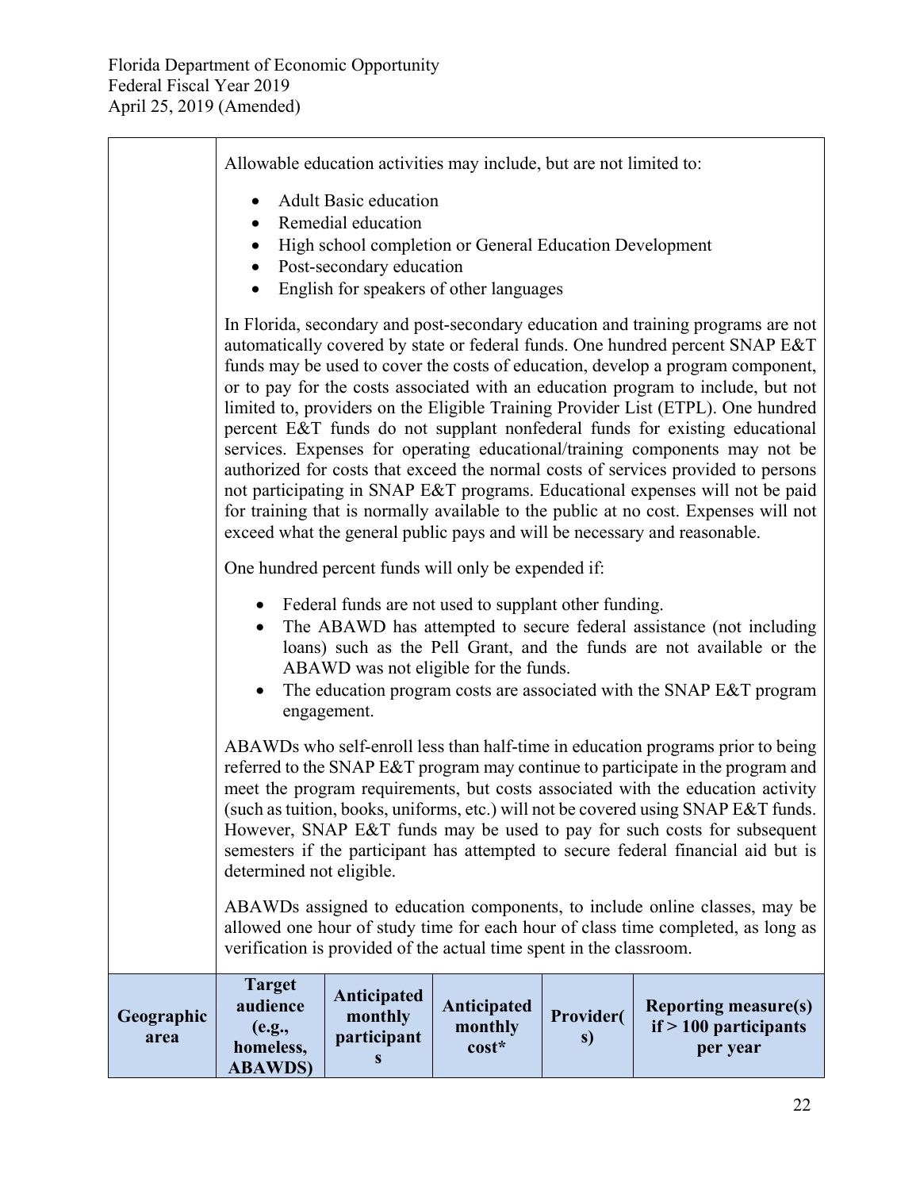Allowable education activities may include, but are not limited to:

- Adult Basic education
- Remedial education
- High school completion or General Education Development
- Post-secondary education
- English for speakers of other languages

In Florida, secondary and post-secondary education and training programs are not automatically covered by state or federal funds. One hundred percent SNAP E&T funds may be used to cover the costs of education, develop a program component, or to pay for the costs associated with an education program to include, but not limited to, providers on the Eligible Training Provider List (ETPL). One hundred percent E&T funds do not supplant nonfederal funds for existing educational services. Expenses for operating educational/training components may not be authorized for costs that exceed the normal costs of services provided to persons not participating in SNAP E&T programs. Educational expenses will not be paid for training that is normally available to the public at no cost. Expenses will not exceed what the general public pays and will be necessary and reasonable.

One hundred percent funds will only be expended if:

- Federal funds are not used to supplant other funding.
- The ABAWD has attempted to secure federal assistance (not including loans) such as the Pell Grant, and the funds are not available or the ABAWD was not eligible for the funds.
- The education program costs are associated with the SNAP E&T program engagement.

ABAWDs who self-enroll less than half-time in education programs prior to being referred to the SNAP E&T program may continue to participate in the program and meet the program requirements, but costs associated with the education activity (such as tuition, books, uniforms, etc.) will not be covered using SNAP E&T funds. However, SNAP E&T funds may be used to pay for such costs for subsequent semesters if the participant has attempted to secure federal financial aid but is determined not eligible.

ABAWDs assigned to education components, to include online classes, may be allowed one hour of study time for each hour of class time completed, as long as verification is provided of the actual time spent in the classroom.

| Geographic area | Target audience (e.g., homeless, ABAWDS) | Anticipated monthly participants | Anticipated monthly cost* | Provider(s) | Reporting measure(s) if > 100 participants per year |
| --- | --- | --- | --- | --- | --- |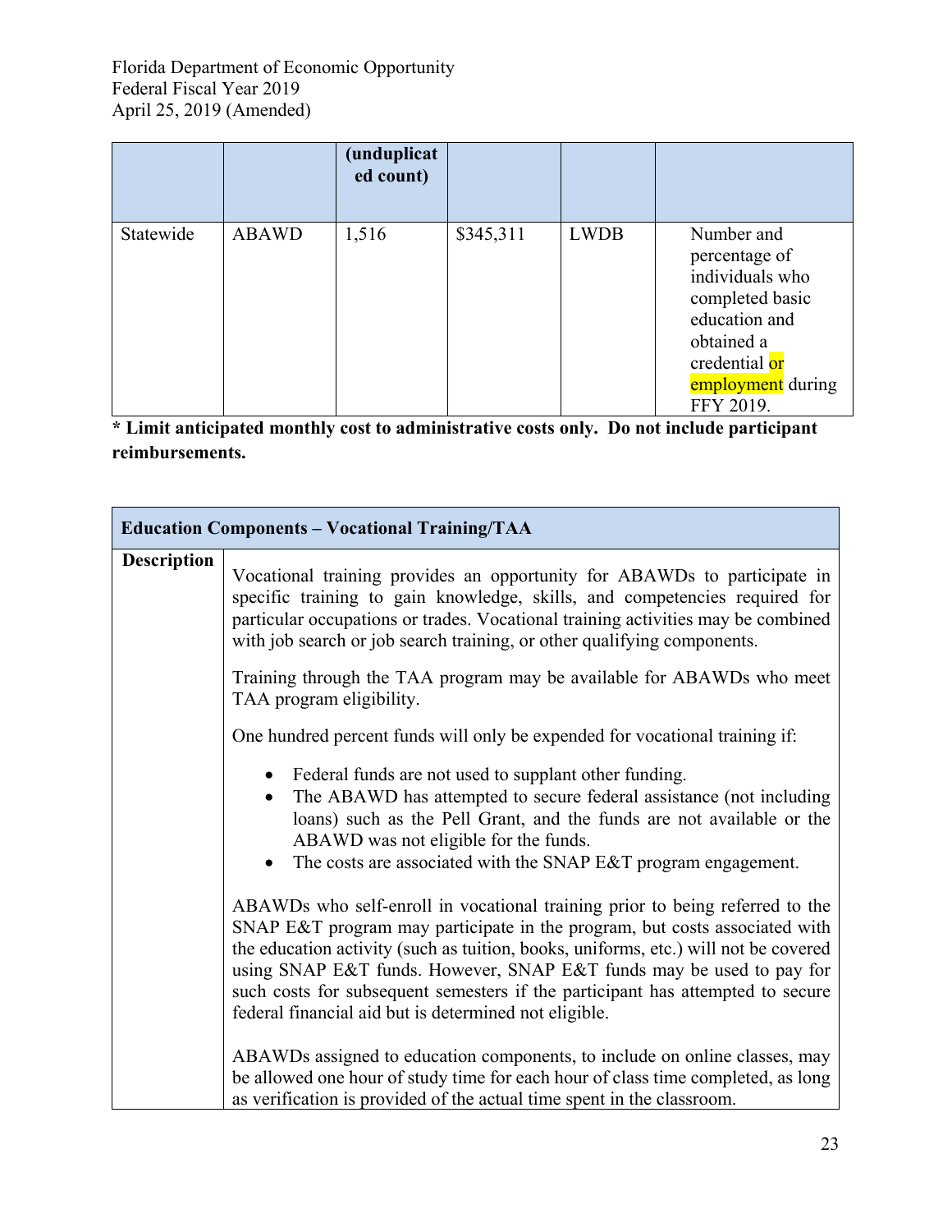| | | (unduplicated count) | | | |
|---|---|---|---|---|---|
| Statewide | ABAWD | 1,516 | $345,311 | LWDB | Number and percentage of individuals who completed basic education and obtained a credential or employment during FFY 2019. |

**\* Limit anticipated monthly cost to administrative costs only. Do not include participant reimbursements.**

| **Education Components – Vocational Training/TAA** | |
|---|---|
| **Description** | Vocational training provides an opportunity for ABAWDs to participate in specific training to gain knowledge, skills, and competencies required for particular occupations or trades. Vocational training activities may be combined with job search or job search training, or other qualifying components.<br><br>Training through the TAA program may be available for ABAWDs who meet TAA program eligibility.<br><br>One hundred percent funds will only be expended for vocational training if:<br><br>• Federal funds are not used to supplant other funding.<br>• The ABAWD has attempted to secure federal assistance (not including loans) such as the Pell Grant, and the funds are not available or the ABAWD was not eligible for the funds.<br>• The costs are associated with the SNAP E&T program engagement.<br><br>ABAWDs who self-enroll in vocational training prior to being referred to the SNAP E&T program may participate in the program, but costs associated with the education activity (such as tuition, books, uniforms, etc.) will not be covered using SNAP E&T funds. However, SNAP E&T funds may be used to pay for such costs for subsequent semesters if the participant has attempted to secure federal financial aid but is determined not eligible.<br><br>ABAWDs assigned to education components, to include on online classes, may be allowed one hour of study time for each hour of class time completed, as long as verification is provided of the actual time spent in the classroom. |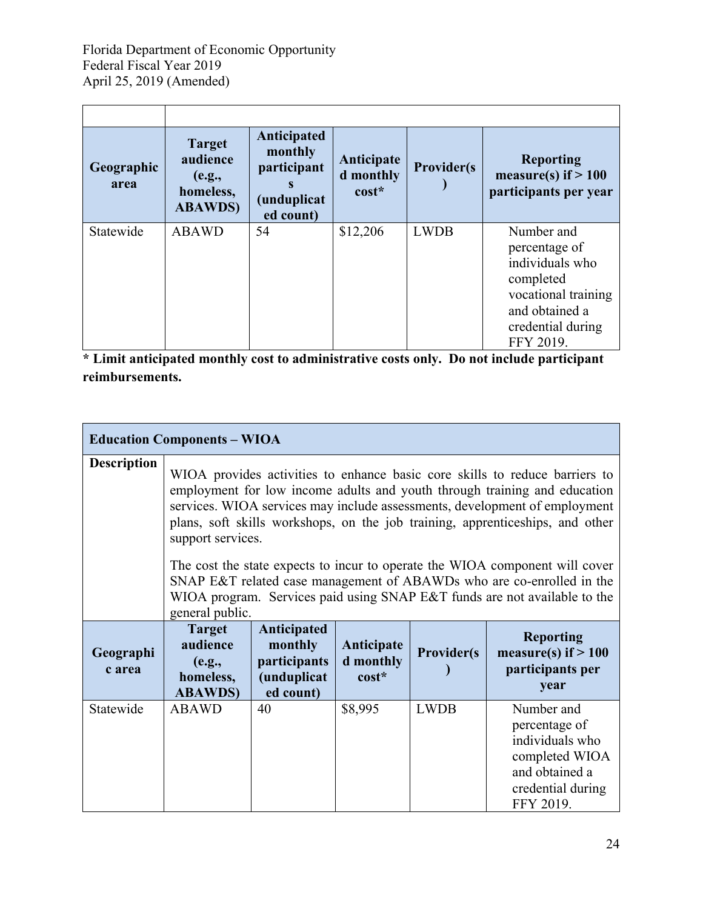| Geographic area | Target audience (e.g., homeless, ABAWDS) | Anticipated monthly participants (unduplicated count) | Anticipated monthly cost* | Provider(s) | Reporting measure(s) if > 100 participants per year |
|---|---|---|---|---|---|
| Statewide | ABAWD | 54 | $12,206 | LWDB | Number and percentage of individuals who completed vocational training and obtained a credential during FFY 2019. |

**\* Limit anticipated monthly cost to administrative costs only. Do not include participant reimbursements.**

| **Education Components – WIOA** | | | | | |
|---|---|---|---|---|---|
| **Description** | WIOA provides activities to enhance basic core skills to reduce barriers to employment for low income adults and youth through training and education services. WIOA services may include assessments, development of employment plans, soft skills workshops, on the job training, apprenticeships, and other support services. The cost the state expects to incur to operate the WIOA component will cover SNAP E&T related case management of ABAWDs who are co-enrolled in the WIOA program. Services paid using SNAP E&T funds are not available to the general public. | | | | |
| **Geographic area** | **Target audience (e.g., homeless, ABAWDS)** | **Anticipated monthly participants (unduplicated count)** | **Anticipated monthly cost*** | **Provider(s)** | **Reporting measure(s) if > 100 participants per year** |
| Statewide | ABAWD | 40 | $8,995 | LWDB | Number and percentage of individuals who completed WIOA and obtained a credential during FFY 2019. |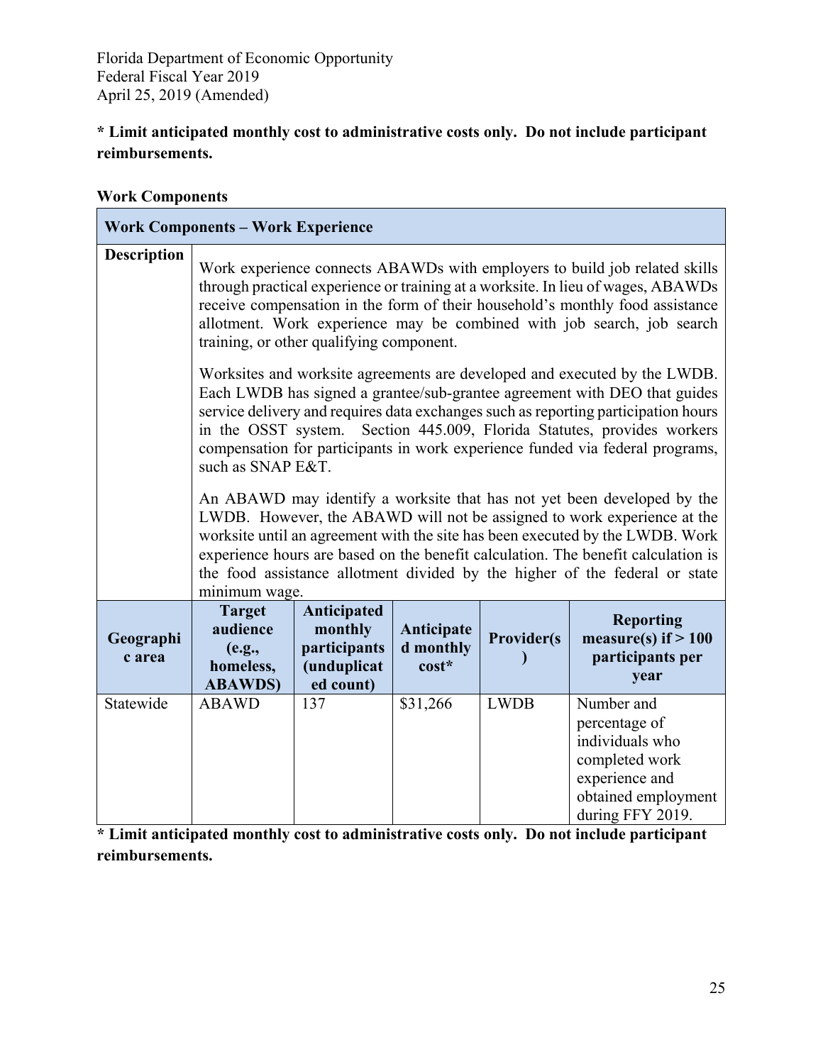**\* Limit anticipated monthly cost to administrative costs only. Do not include participant reimbursements.**

**Work Components**

| **Work Components – Work Experience** | | | | | |
|---|---|---|---|---|---|
| **Description** | Work experience connects ABAWDs with employers to build job related skills through practical experience or training at a worksite. In lieu of wages, ABAWDs receive compensation in the form of their household's monthly food assistance allotment. Work experience may be combined with job search, job search training, or other qualifying component.<br><br>Worksites and worksite agreements are developed and executed by the LWDB. Each LWDB has signed a grantee/sub-grantee agreement with DEO that guides service delivery and requires data exchanges such as reporting participation hours in the OSST system. Section 445.009, Florida Statutes, provides workers compensation for participants in work experience funded via federal programs, such as SNAP E&T.<br><br>An ABAWD may identify a worksite that has not yet been developed by the LWDB. However, the ABAWD will not be assigned to work experience at the worksite until an agreement with the site has been executed by the LWDB. Work experience hours are based on the benefit calculation. The benefit calculation is the food assistance allotment divided by the higher of the federal or state minimum wage. | | | | |
| **Geographic area** | **Target audience (e.g., homeless, ABAWDS)** | **Anticipated monthly participants (unduplicated count)** | **Anticipated monthly cost\*** | **Provider(s)** | **Reporting measure(s) if > 100 participants per year** |
| Statewide | ABAWD | 137 | $31,266 | LWDB | Number and percentage of individuals who completed work experience and obtained employment during FFY 2019. |

**\* Limit anticipated monthly cost to administrative costs only. Do not include participant reimbursements.**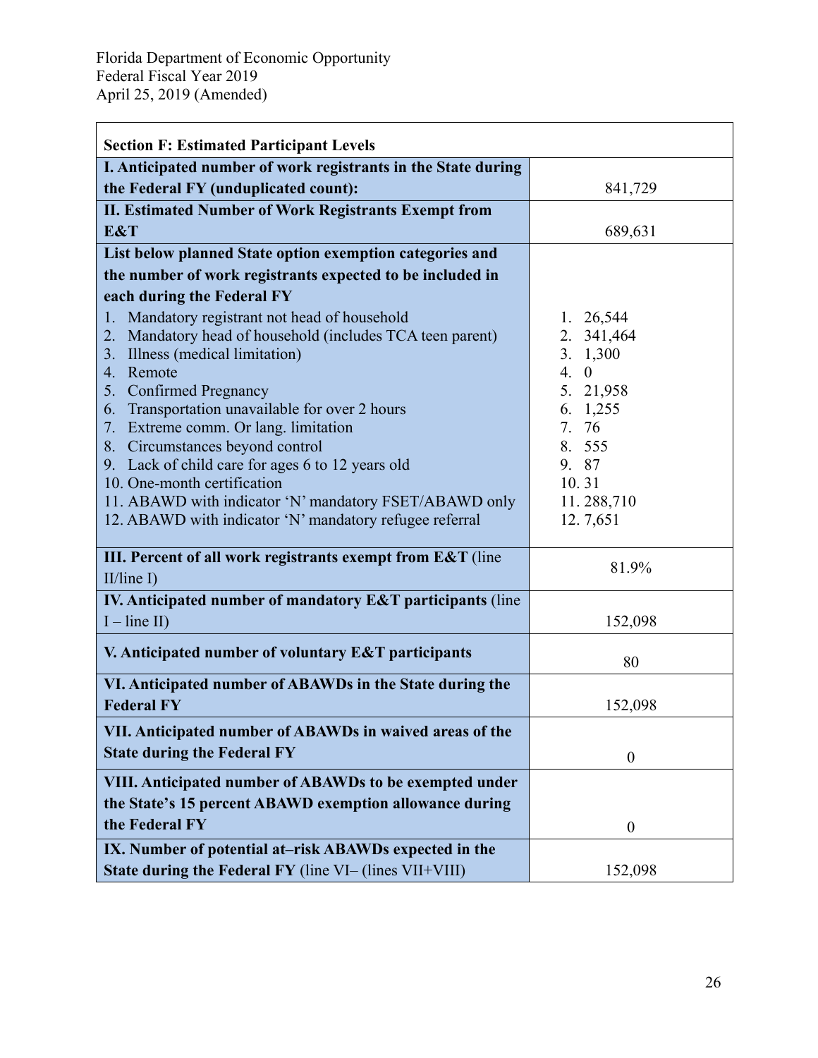Florida Department of Economic Opportunity
Federal Fiscal Year 2019
April 25, 2019 (Amended)

| **Section F: Estimated Participant Levels** | |
|---|---|
| **I. Anticipated number of work registrants in the State during the Federal FY (unduplicated count):** | 841,729 |
| **II. Estimated Number of Work Registrants Exempt from E&T** | 689,631 |
| **List below planned State option exemption categories and the number of work registrants expected to be included in each during the Federal FY**<br>1. Mandatory registrant not head of household<br>2. Mandatory head of household (includes TCA teen parent)<br>3. Illness (medical limitation)<br>4. Remote<br>5. Confirmed Pregnancy<br>6. Transportation unavailable for over 2 hours<br>7. Extreme comm. Or lang. limitation<br>8. Circumstances beyond control<br>9. Lack of child care for ages 6 to 12 years old<br>10. One-month certification<br>11. ABAWD with indicator 'N' mandatory FSET/ABAWD only<br>12. ABAWD with indicator 'N' mandatory refugee referral | 1. 26,544<br>2. 341,464<br>3. 1,300<br>4. 0<br>5. 21,958<br>6. 1,255<br>7. 76<br>8. 555<br>9. 87<br>10. 31<br>11. 288,710<br>12. 7,651 |
| **III. Percent of all work registrants exempt from E&T** (line II/line I) | 81.9% |
| **IV. Anticipated number of mandatory E&T participants** (line I – line II) | 152,098 |
| **V. Anticipated number of voluntary E&T participants** | 80 |
| **VI. Anticipated number of ABAWDs in the State during the Federal FY** | 152,098 |
| **VII. Anticipated number of ABAWDs in waived areas of the State during the Federal FY** | 0 |
| **VIII. Anticipated number of ABAWDs to be exempted under the State's 15 percent ABAWD exemption allowance during the Federal FY** | 0 |
| **IX. Number of potential at–risk ABAWDs expected in the State during the Federal FY** (line VI– (lines VII+VIII) | 152,098 |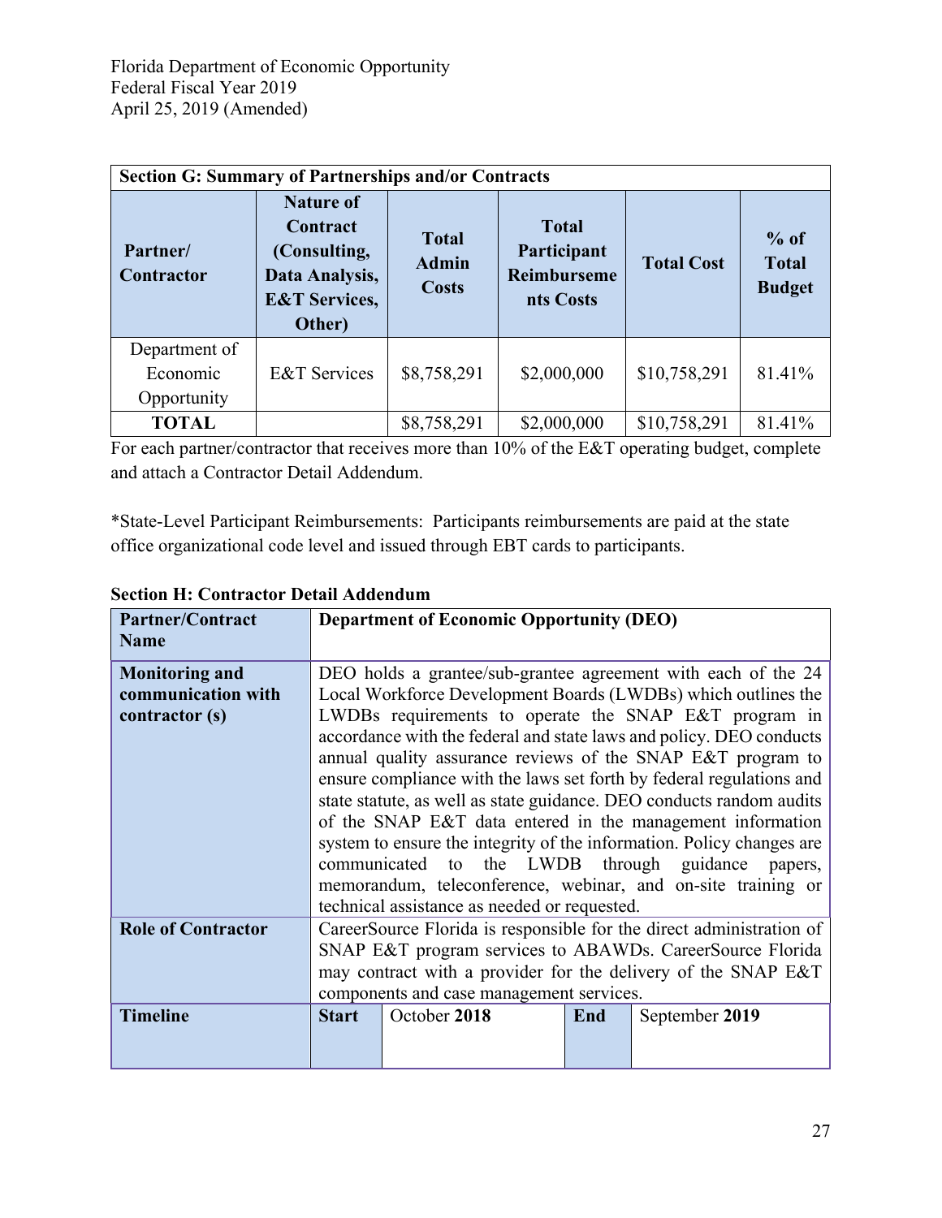**Section G: Summary of Partnerships and/or Contracts**

| Partner/ Contractor | Nature of Contract (Consulting, Data Analysis, E&T Services, Other) | Total Admin Costs | Total Participant Reimbursements Costs | Total Cost | % of Total Budget |
|---|---|---|---|---|---|
| Department of Economic Opportunity | E&T Services | $8,758,291 | $2,000,000 | $10,758,291 | 81.41% |
| **TOTAL** | | $8,758,291 | $2,000,000 | $10,758,291 | 81.41% |

For each partner/contractor that receives more than 10% of the E&T operating budget, complete and attach a Contractor Detail Addendum.

*State-Level Participant Reimbursements: Participants reimbursements are paid at the state office organizational code level and issued through EBT cards to participants.

**Section H: Contractor Detail Addendum**

| **Partner/Contract Name** | **Department of Economic Opportunity (DEO)** | | | |
|---|---|---|---|---|
| **Monitoring and communication with contractor (s)** | DEO holds a grantee/sub-grantee agreement with each of the 24 Local Workforce Development Boards (LWDBs) which outlines the LWDBs requirements to operate the SNAP E&T program in accordance with the federal and state laws and policy. DEO conducts annual quality assurance reviews of the SNAP E&T program to ensure compliance with the laws set forth by federal regulations and state statute, as well as state guidance. DEO conducts random audits of the SNAP E&T data entered in the management information system to ensure the integrity of the information. Policy changes are communicated to the LWDB through guidance papers, memorandum, teleconference, webinar, and on-site training or technical assistance as needed or requested. | | | |
| **Role of Contractor** | CareerSource Florida is responsible for the direct administration of SNAP E&T program services to ABAWDs. CareerSource Florida may contract with a provider for the delivery of the SNAP E&T components and case management services. | | | |
| **Timeline** | **Start** | October **2018** | **End** | September **2019** |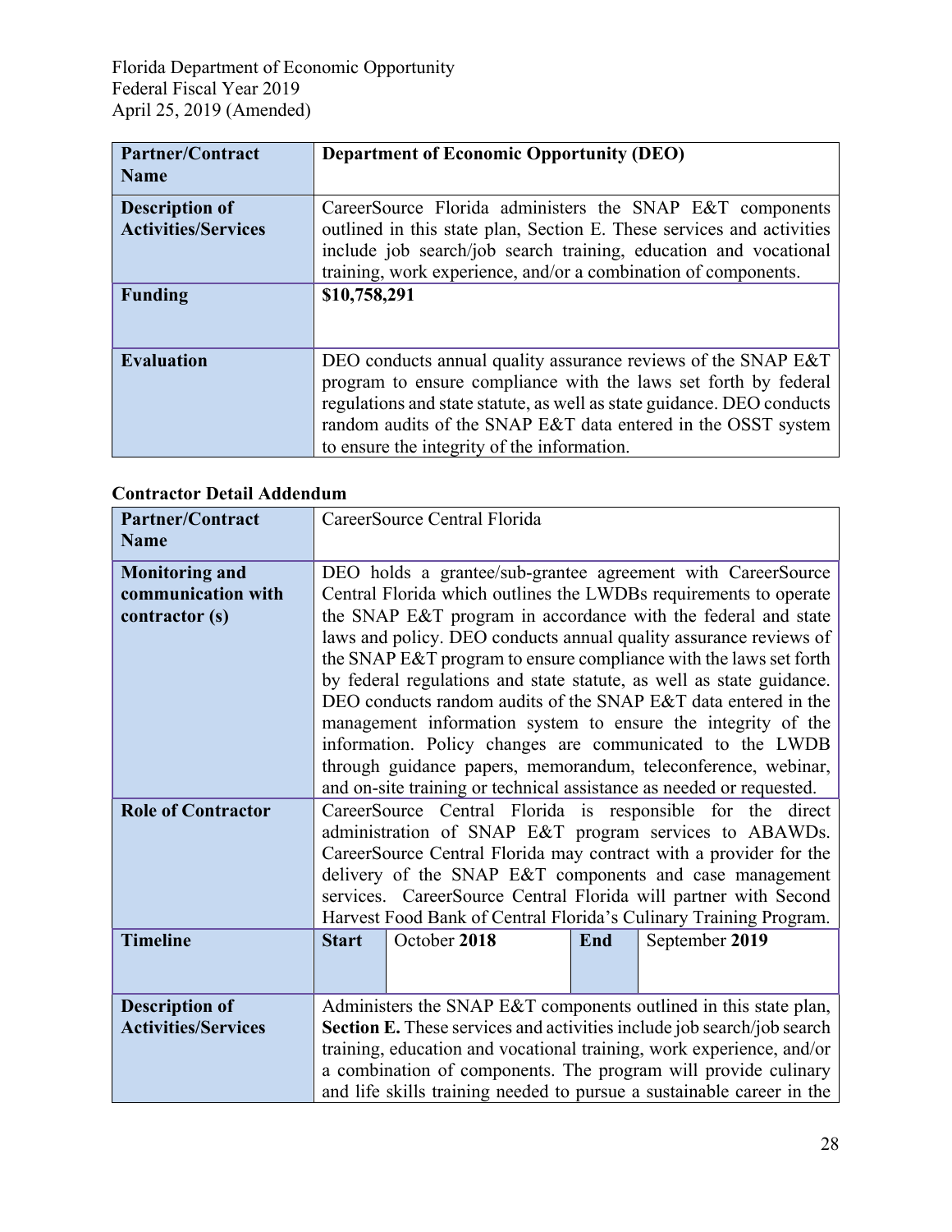| Partner/Contract Name | Department of Economic Opportunity (DEO) |
|---|---|
| Description of Activities/Services | CareerSource Florida administers the SNAP E&T components outlined in this state plan, Section E. These services and activities include job search/job search training, education and vocational training, work experience, and/or a combination of components. |
| Funding | **$10,758,291** |
| Evaluation | DEO conducts annual quality assurance reviews of the SNAP E&T program to ensure compliance with the laws set forth by federal regulations and state statute, as well as state guidance. DEO conducts random audits of the SNAP E&T data entered in the OSST system to ensure the integrity of the information. |

**Contractor Detail Addendum**

| Partner/Contract Name | CareerSource Central Florida | | | |
|---|---|---|---|---|
| Monitoring and communication with contractor (s) | DEO holds a grantee/sub-grantee agreement with CareerSource Central Florida which outlines the LWDBs requirements to operate the SNAP E&T program in accordance with the federal and state laws and policy. DEO conducts annual quality assurance reviews of the SNAP E&T program to ensure compliance with the laws set forth by federal regulations and state statute, as well as state guidance. DEO conducts random audits of the SNAP E&T data entered in the management information system to ensure the integrity of the information. Policy changes are communicated to the LWDB through guidance papers, memorandum, teleconference, webinar, and on-site training or technical assistance as needed or requested. | | | |
| Role of Contractor | CareerSource Central Florida is responsible for the direct administration of SNAP E&T program services to ABAWDs. CareerSource Central Florida may contract with a provider for the delivery of the SNAP E&T components and case management services. CareerSource Central Florida will partner with Second Harvest Food Bank of Central Florida's Culinary Training Program. | | | |
| Timeline | **Start** | October **2018** | **End** | September **2019** |
| Description of Activities/Services | Administers the SNAP E&T components outlined in this state plan, **Section E.** These services and activities include job search/job search training, education and vocational training, work experience, and/or a combination of components. The program will provide culinary and life skills training needed to pursue a sustainable career in the | | | |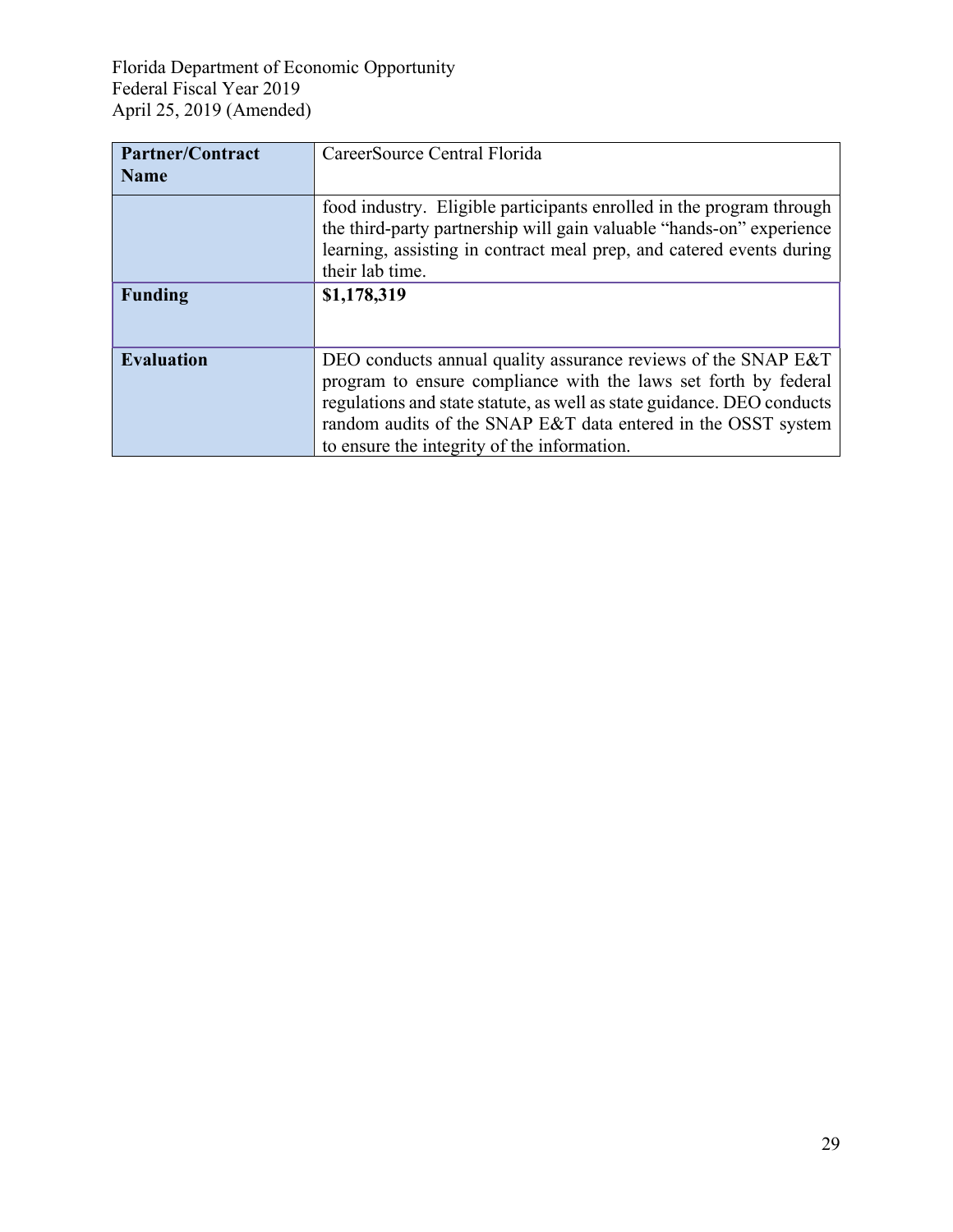| Partner/Contract Name | CareerSource Central Florida |
| --- | --- |
| | food industry. Eligible participants enrolled in the program through the third-party partnership will gain valuable "hands-on" experience learning, assisting in contract meal prep, and catered events during their lab time. |
| **Funding** | **$1,178,319** |
| **Evaluation** | DEO conducts annual quality assurance reviews of the SNAP E&T program to ensure compliance with the laws set forth by federal regulations and state statute, as well as state guidance. DEO conducts random audits of the SNAP E&T data entered in the OSST system to ensure the integrity of the information. |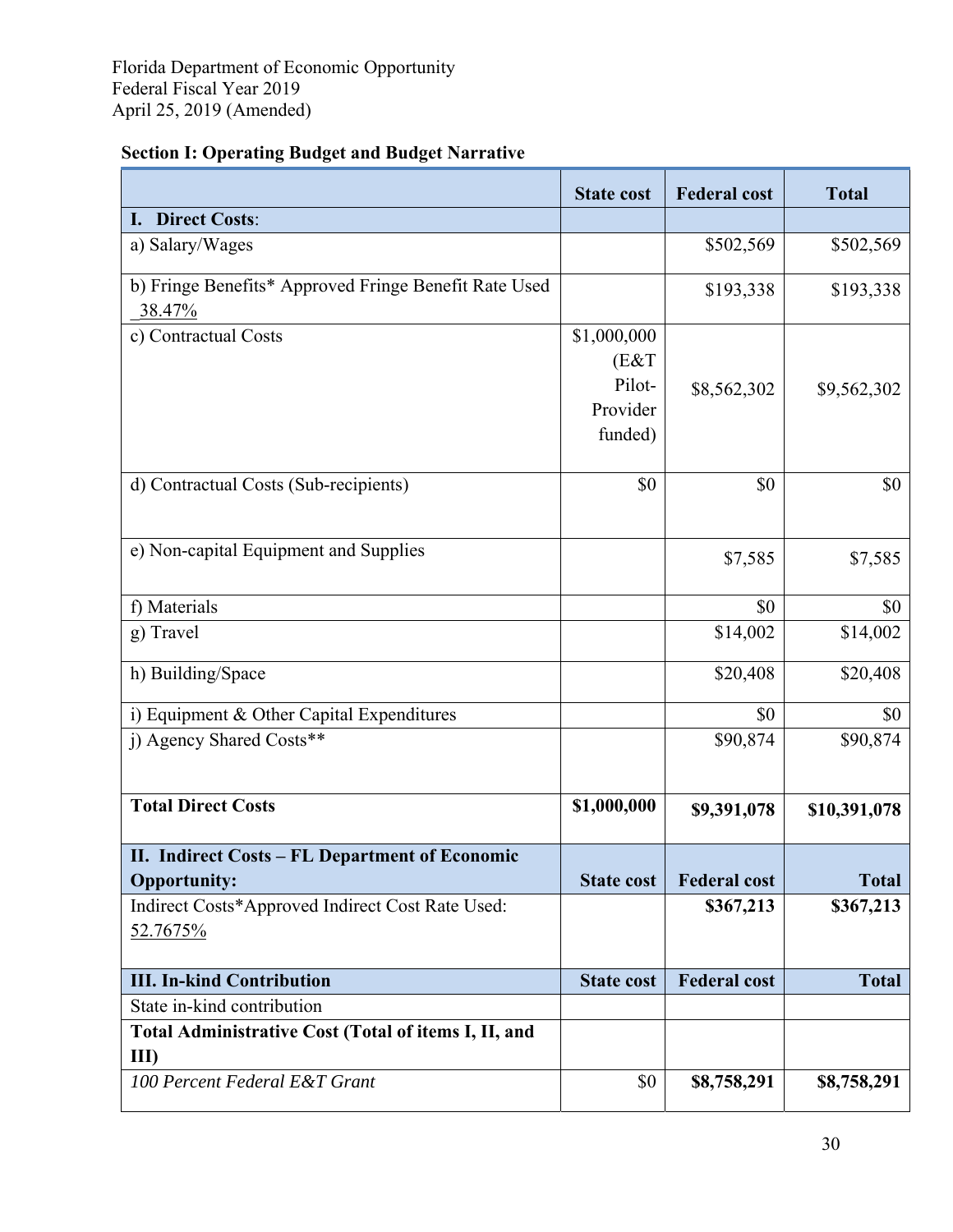Florida Department of Economic Opportunity
Federal Fiscal Year 2019
April 25, 2019 (Amended)

**Section I: Operating Budget and Budget Narrative**

| | State cost | Federal cost | Total |
|---|---|---|---|
| **I. Direct Costs**: | | | |
| a) Salary/Wages | | $502,569 | $502,569 |
| b) Fringe Benefits* Approved Fringe Benefit Rate Used 38.47% | | $193,338 | $193,338 |
| c) Contractual Costs | $1,000,000 (E&T Pilot-Provider funded) | $8,562,302 | $9,562,302 |
| d) Contractual Costs (Sub-recipients) | $0 | $0 | $0 |
| e) Non-capital Equipment and Supplies | | $7,585 | $7,585 |
| f) Materials | | $0 | $0 |
| g) Travel | | $14,002 | $14,002 |
| h) Building/Space | | $20,408 | $20,408 |
| i) Equipment & Other Capital Expenditures | | $0 | $0 |
| j) Agency Shared Costs** | | $90,874 | $90,874 |
| **Total Direct Costs** | **$1,000,000** | **$9,391,078** | **$10,391,078** |
| **II. Indirect Costs – FL Department of Economic Opportunity:** | **State cost** | **Federal cost** | **Total** |
| Indirect Costs*Approved Indirect Cost Rate Used: 52.7675% | | **$367,213** | **$367,213** |
| **III. In-kind Contribution** | **State cost** | **Federal cost** | **Total** |
| State in-kind contribution | | | |
| **Total Administrative Cost (Total of items I, II, and III)** | | | |
| *100 Percent Federal E&T Grant* | $0 | **$8,758,291** | **$8,758,291** |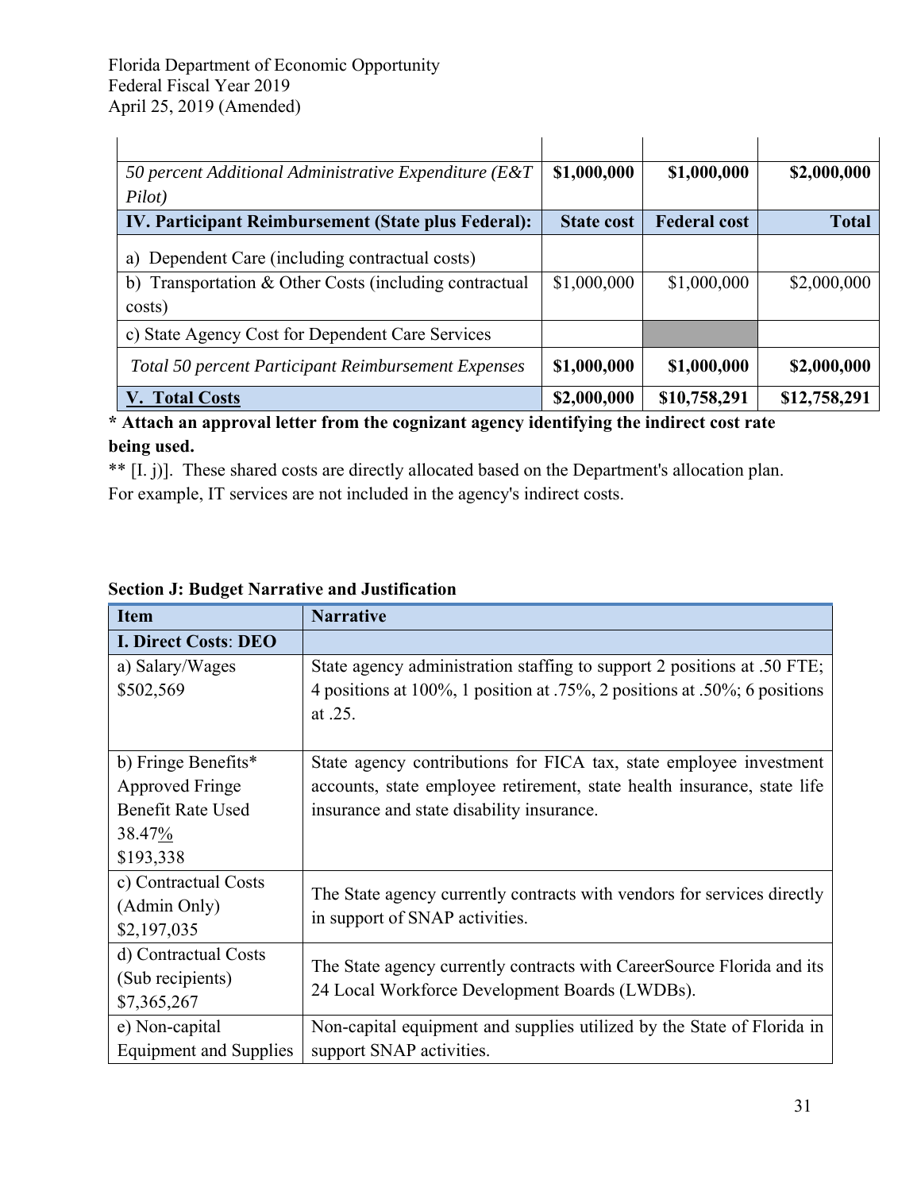| | | | |
|---|---|---|---|
| *50 percent Additional Administrative Expenditure (E&T Pilot)* | **$1,000,000** | **$1,000,000** | **$2,000,000** |
| **IV. Participant Reimbursement (State plus Federal):** | **State cost** | **Federal cost** | **Total** |
| a) Dependent Care (including contractual costs) | | | |
| b) Transportation & Other Costs (including contractual costs) | $1,000,000 | $1,000,000 | $2,000,000 |
| c) State Agency Cost for Dependent Care Services | | | |
| *Total 50 percent Participant Reimbursement Expenses* | **$1,000,000** | **$1,000,000** | **$2,000,000** |
| **V. Total Costs** | **$2,000,000** | **$10,758,291** | **$12,758,291** |

**\* Attach an approval letter from the cognizant agency identifying the indirect cost rate being used.**

** [I. j)]. These shared costs are directly allocated based on the Department's allocation plan. For example, IT services are not included in the agency's indirect costs.

**Section J: Budget Narrative and Justification**

| Item | Narrative |
|---|---|
| **I. Direct Costs: DEO** | |
| a) Salary/Wages $502,569 | State agency administration staffing to support 2 positions at .50 FTE; 4 positions at 100%, 1 position at .75%, 2 positions at .50%; 6 positions at .25. |
| b) Fringe Benefits* Approved Fringe Benefit Rate Used 38.47% $193,338 | State agency contributions for FICA tax, state employee investment accounts, state employee retirement, state health insurance, state life insurance and state disability insurance. |
| c) Contractual Costs (Admin Only) $2,197,035 | The State agency currently contracts with vendors for services directly in support of SNAP activities. |
| d) Contractual Costs (Sub recipients) $7,365,267 | The State agency currently contracts with CareerSource Florida and its 24 Local Workforce Development Boards (LWDBs). |
| e) Non-capital Equipment and Supplies | Non-capital equipment and supplies utilized by the State of Florida in support SNAP activities. |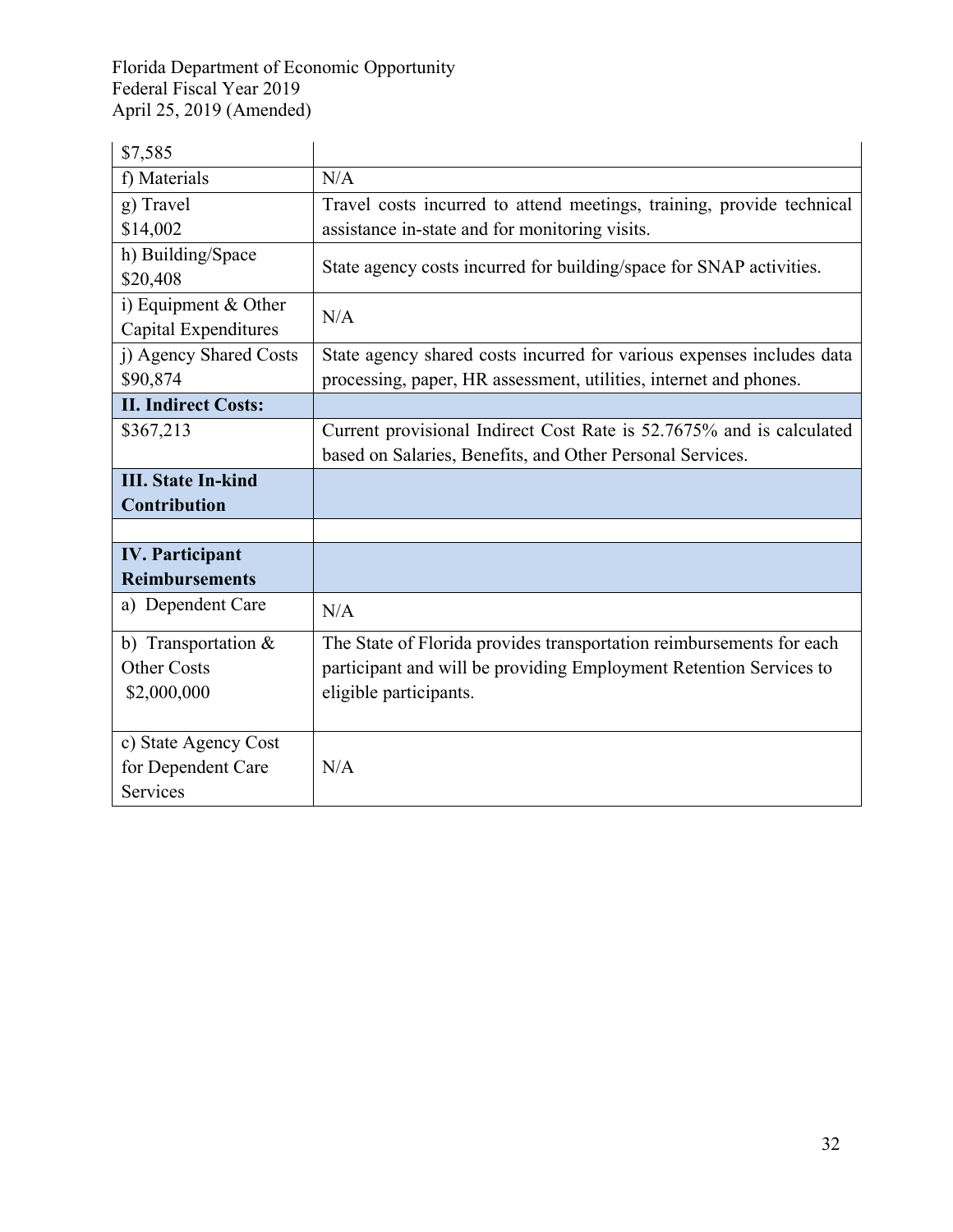| | |
|---|---|
| $7,585 | |
| f) Materials | N/A |
| g) Travel<br>$14,002 | Travel costs incurred to attend meetings, training, provide technical assistance in-state and for monitoring visits. |
| h) Building/Space<br>$20,408 | State agency costs incurred for building/space for SNAP activities. |
| i) Equipment & Other Capital Expenditures | N/A |
| j) Agency Shared Costs<br>$90,874 | State agency shared costs incurred for various expenses includes data processing, paper, HR assessment, utilities, internet and phones. |
| **II. Indirect Costs:** | |
| $367,213 | Current provisional Indirect Cost Rate is 52.7675% and is calculated based on Salaries, Benefits, and Other Personal Services. |
| **III. State In-kind Contribution** | |
| | |
| **IV. Participant Reimbursements** | |
| a) Dependent Care | N/A |
| b) Transportation & Other Costs<br>$2,000,000 | The State of Florida provides transportation reimbursements for each participant and will be providing Employment Retention Services to eligible participants. |
| c) State Agency Cost for Dependent Care Services | N/A |